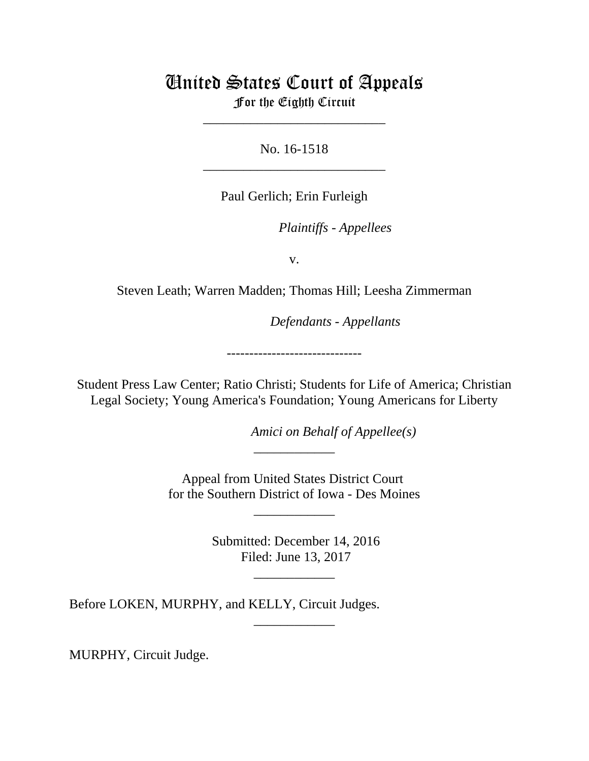# United States Court of Appeals
## For the Eighth Circuit

___________________________

No. 16-1518

___________________________

Paul Gerlich; Erin Furleigh

*Plaintiffs - Appellees*

v.

Steven Leath; Warren Madden; Thomas Hill; Leesha Zimmerman

*Defendants - Appellants*

------------------------------

Student Press Law Center; Ratio Christi; Students for Life of America; Christian Legal Society; Young America's Foundation; Young Americans for Liberty

*Amici on Behalf of Appellee(s)*

____________

Appeal from United States District Court
for the Southern District of Iowa - Des Moines

____________

Submitted: December 14, 2016
Filed: June 13, 2017

____________

Before LOKEN, MURPHY, and KELLY, Circuit Judges.

____________

MURPHY, Circuit Judge.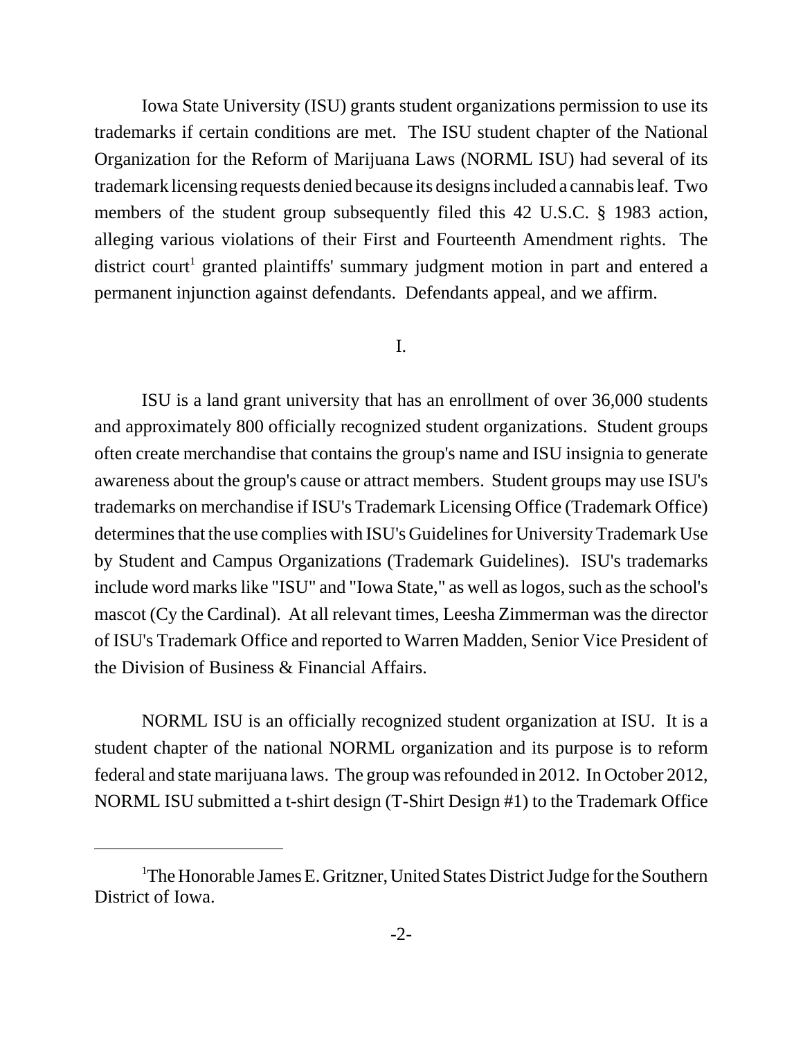Iowa State University (ISU) grants student organizations permission to use its trademarks if certain conditions are met. The ISU student chapter of the National Organization for the Reform of Marijuana Laws (NORML ISU) had several of its trademark licensing requests denied because its designs included a cannabis leaf. Two members of the student group subsequently filed this 42 U.S.C. § 1983 action, alleging various violations of their First and Fourteenth Amendment rights. The district court[1] granted plaintiffs' summary judgment motion in part and entered a permanent injunction against defendants. Defendants appeal, and we affirm.

I.

ISU is a land grant university that has an enrollment of over 36,000 students and approximately 800 officially recognized student organizations. Student groups often create merchandise that contains the group's name and ISU insignia to generate awareness about the group's cause or attract members. Student groups may use ISU's trademarks on merchandise if ISU's Trademark Licensing Office (Trademark Office) determines that the use complies with ISU's Guidelines for University Trademark Use by Student and Campus Organizations (Trademark Guidelines). ISU's trademarks include word marks like "ISU" and "Iowa State," as well as logos, such as the school's mascot (Cy the Cardinal). At all relevant times, Leesha Zimmerman was the director of ISU's Trademark Office and reported to Warren Madden, Senior Vice President of the Division of Business & Financial Affairs.

NORML ISU is an officially recognized student organization at ISU. It is a student chapter of the national NORML organization and its purpose is to reform federal and state marijuana laws. The group was refounded in 2012. In October 2012, NORML ISU submitted a t-shirt design (T-Shirt Design #1) to the Trademark Office

---

[1] The Honorable James E. Gritzner, United States District Judge for the Southern District of Iowa.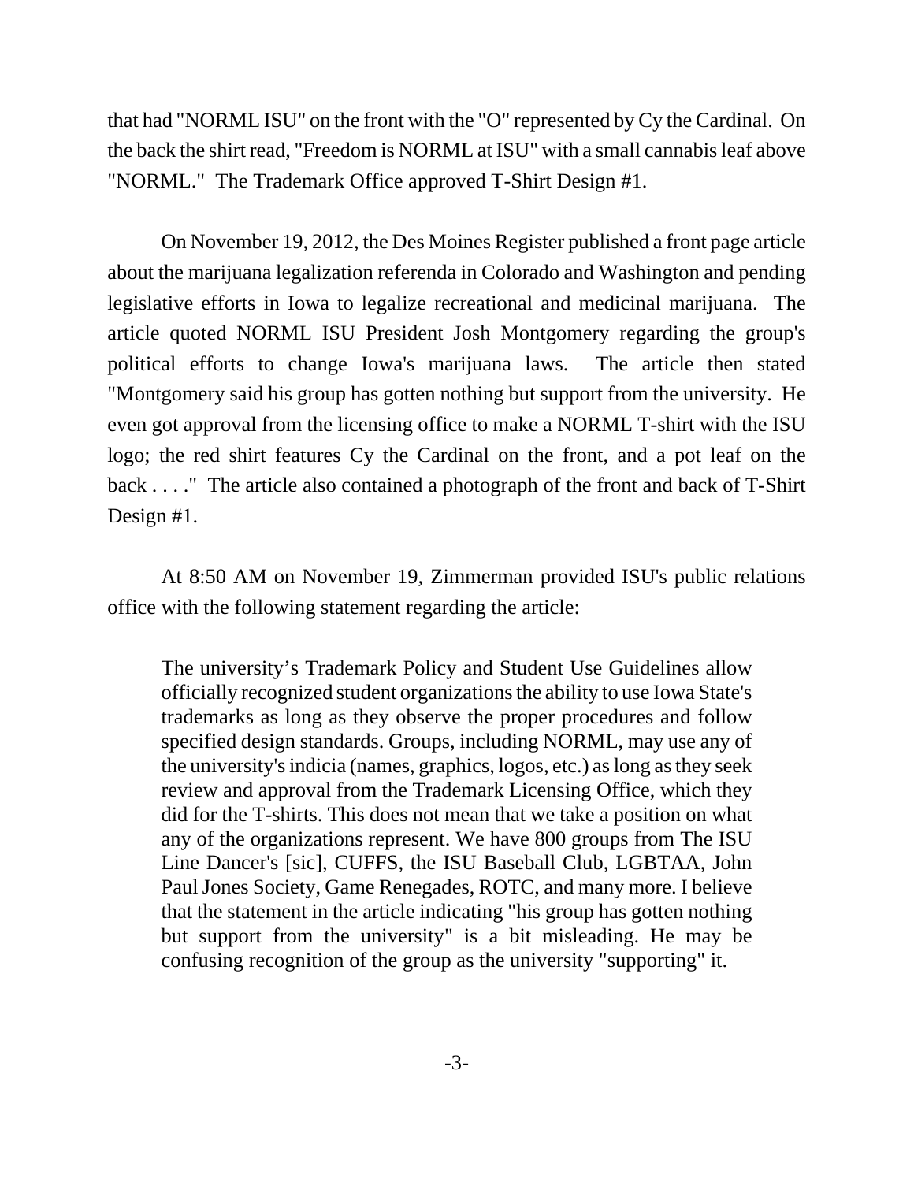that had "NORML ISU" on the front with the "O" represented by Cy the Cardinal. On the back the shirt read, "Freedom is NORML at ISU" with a small cannabis leaf above "NORML." The Trademark Office approved T-Shirt Design #1.

On November 19, 2012, the Des Moines Register published a front page article about the marijuana legalization referenda in Colorado and Washington and pending legislative efforts in Iowa to legalize recreational and medicinal marijuana. The article quoted NORML ISU President Josh Montgomery regarding the group's political efforts to change Iowa's marijuana laws. The article then stated "Montgomery said his group has gotten nothing but support from the university. He even got approval from the licensing office to make a NORML T-shirt with the ISU logo; the red shirt features Cy the Cardinal on the front, and a pot leaf on the back . . . ." The article also contained a photograph of the front and back of T-Shirt Design #1.

At 8:50 AM on November 19, Zimmerman provided ISU's public relations office with the following statement regarding the article:

> The university's Trademark Policy and Student Use Guidelines allow officially recognized student organizations the ability to use Iowa State's trademarks as long as they observe the proper procedures and follow specified design standards. Groups, including NORML, may use any of the university's indicia (names, graphics, logos, etc.) as long as they seek review and approval from the Trademark Licensing Office, which they did for the T-shirts. This does not mean that we take a position on what any of the organizations represent. We have 800 groups from The ISU Line Dancer's [sic], CUFFS, the ISU Baseball Club, LGBTAA, John Paul Jones Society, Game Renegades, ROTC, and many more. I believe that the statement in the article indicating "his group has gotten nothing but support from the university" is a bit misleading. He may be confusing recognition of the group as the university "supporting" it.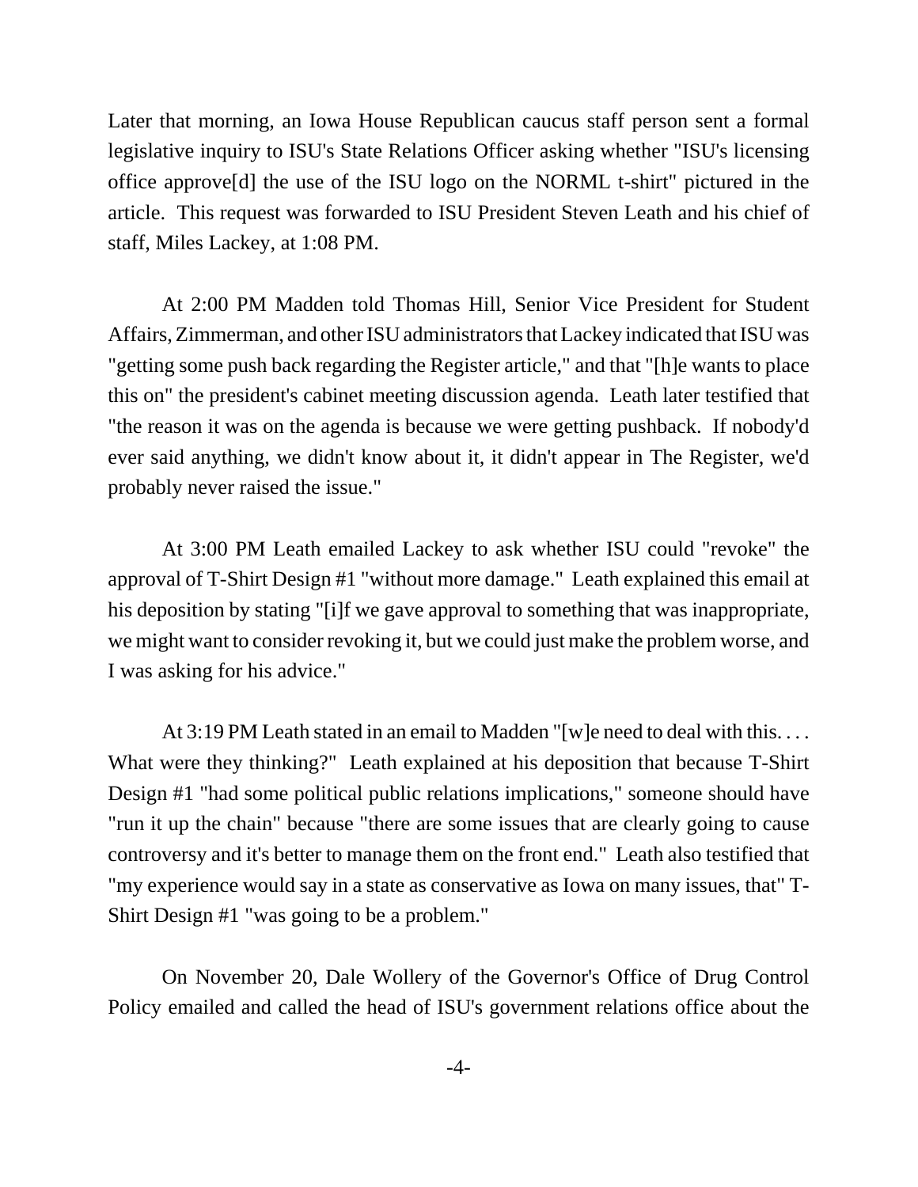Later that morning, an Iowa House Republican caucus staff person sent a formal legislative inquiry to ISU's State Relations Officer asking whether "ISU's licensing office approve[d] the use of the ISU logo on the NORML t-shirt" pictured in the article. This request was forwarded to ISU President Steven Leath and his chief of staff, Miles Lackey, at 1:08 PM.

At 2:00 PM Madden told Thomas Hill, Senior Vice President for Student Affairs, Zimmerman, and other ISU administrators that Lackey indicated that ISU was "getting some push back regarding the Register article," and that "[h]e wants to place this on" the president's cabinet meeting discussion agenda. Leath later testified that "the reason it was on the agenda is because we were getting pushback. If nobody'd ever said anything, we didn't know about it, it didn't appear in The Register, we'd probably never raised the issue."

At 3:00 PM Leath emailed Lackey to ask whether ISU could "revoke" the approval of T-Shirt Design #1 "without more damage." Leath explained this email at his deposition by stating "[i]f we gave approval to something that was inappropriate, we might want to consider revoking it, but we could just make the problem worse, and I was asking for his advice."

At 3:19 PM Leath stated in an email to Madden "[w]e need to deal with this. . . . What were they thinking?" Leath explained at his deposition that because T-Shirt Design #1 "had some political public relations implications," someone should have "run it up the chain" because "there are some issues that are clearly going to cause controversy and it's better to manage them on the front end." Leath also testified that "my experience would say in a state as conservative as Iowa on many issues, that" T-Shirt Design #1 "was going to be a problem."

On November 20, Dale Wollery of the Governor's Office of Drug Control Policy emailed and called the head of ISU's government relations office about the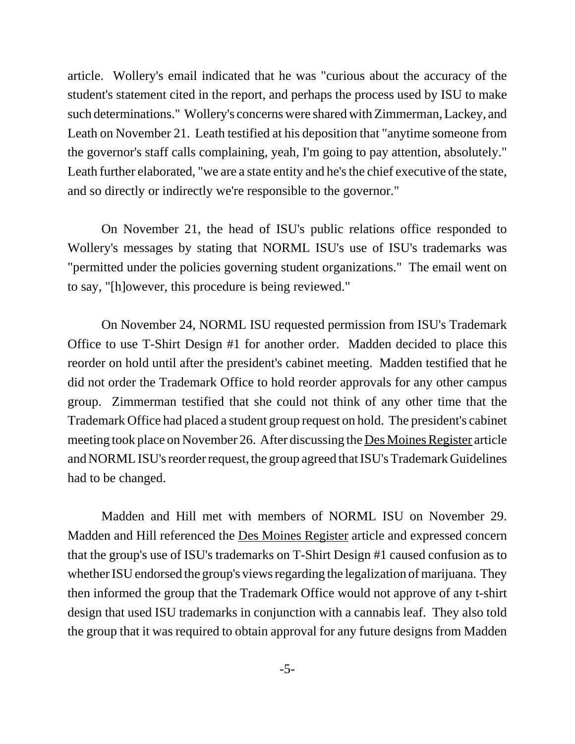article. Wollery's email indicated that he was "curious about the accuracy of the student's statement cited in the report, and perhaps the process used by ISU to make such determinations." Wollery's concerns were shared with Zimmerman, Lackey, and Leath on November 21. Leath testified at his deposition that "anytime someone from the governor's staff calls complaining, yeah, I'm going to pay attention, absolutely." Leath further elaborated, "we are a state entity and he's the chief executive of the state, and so directly or indirectly we're responsible to the governor."

On November 21, the head of ISU's public relations office responded to Wollery's messages by stating that NORML ISU's use of ISU's trademarks was "permitted under the policies governing student organizations." The email went on to say, "[h]owever, this procedure is being reviewed."

On November 24, NORML ISU requested permission from ISU's Trademark Office to use T-Shirt Design #1 for another order. Madden decided to place this reorder on hold until after the president's cabinet meeting. Madden testified that he did not order the Trademark Office to hold reorder approvals for any other campus group. Zimmerman testified that she could not think of any other time that the Trademark Office had placed a student group request on hold. The president's cabinet meeting took place on November 26. After discussing the Des Moines Register article and NORML ISU's reorder request, the group agreed that ISU's Trademark Guidelines had to be changed.

Madden and Hill met with members of NORML ISU on November 29. Madden and Hill referenced the Des Moines Register article and expressed concern that the group's use of ISU's trademarks on T-Shirt Design #1 caused confusion as to whether ISU endorsed the group's views regarding the legalization of marijuana. They then informed the group that the Trademark Office would not approve of any t-shirt design that used ISU trademarks in conjunction with a cannabis leaf. They also told the group that it was required to obtain approval for any future designs from Madden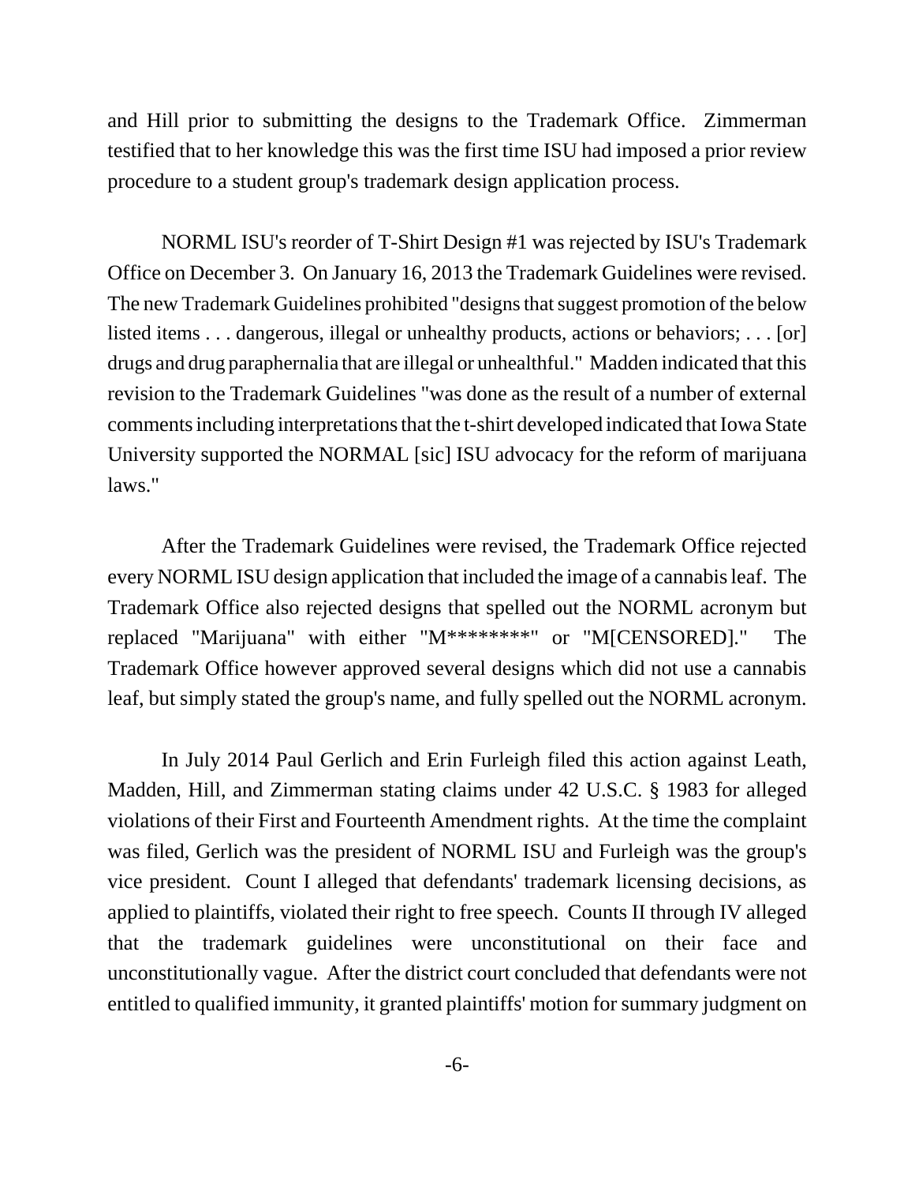and Hill prior to submitting the designs to the Trademark Office. Zimmerman testified that to her knowledge this was the first time ISU had imposed a prior review procedure to a student group's trademark design application process.

NORML ISU's reorder of T-Shirt Design #1 was rejected by ISU's Trademark Office on December 3. On January 16, 2013 the Trademark Guidelines were revised. The new Trademark Guidelines prohibited "designs that suggest promotion of the below listed items . . . dangerous, illegal or unhealthy products, actions or behaviors; . . . [or] drugs and drug paraphernalia that are illegal or unhealthful." Madden indicated that this revision to the Trademark Guidelines "was done as the result of a number of external comments including interpretations that the t-shirt developed indicated that Iowa State University supported the NORMAL [sic] ISU advocacy for the reform of marijuana laws."

After the Trademark Guidelines were revised, the Trademark Office rejected every NORML ISU design application that included the image of a cannabis leaf. The Trademark Office also rejected designs that spelled out the NORML acronym but replaced "Marijuana" with either "M********" or "M[CENSORED]." The Trademark Office however approved several designs which did not use a cannabis leaf, but simply stated the group's name, and fully spelled out the NORML acronym.

In July 2014 Paul Gerlich and Erin Furleigh filed this action against Leath, Madden, Hill, and Zimmerman stating claims under 42 U.S.C. § 1983 for alleged violations of their First and Fourteenth Amendment rights. At the time the complaint was filed, Gerlich was the president of NORML ISU and Furleigh was the group's vice president. Count I alleged that defendants' trademark licensing decisions, as applied to plaintiffs, violated their right to free speech. Counts II through IV alleged that the trademark guidelines were unconstitutional on their face and unconstitutionally vague. After the district court concluded that defendants were not entitled to qualified immunity, it granted plaintiffs' motion for summary judgment on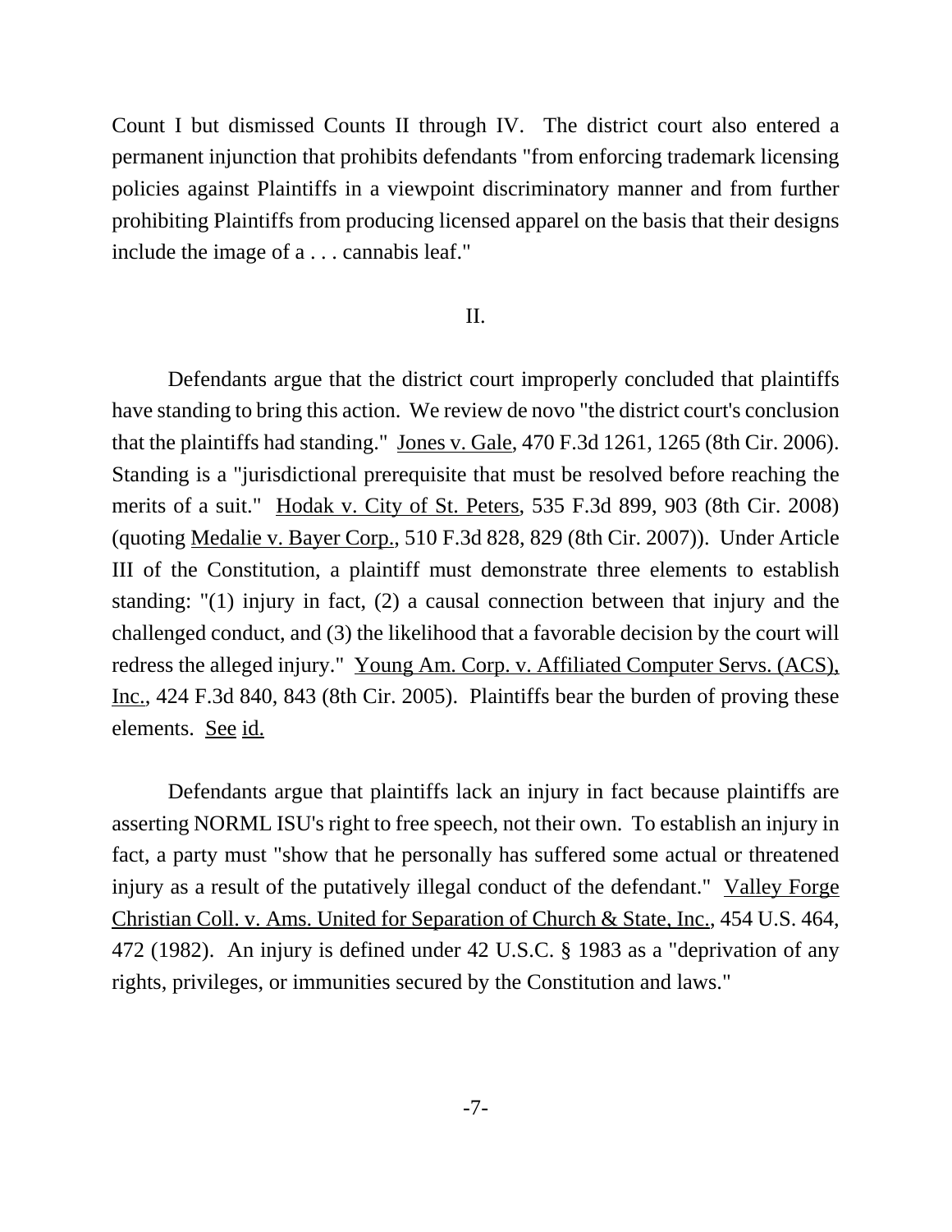Count I but dismissed Counts II through IV. The district court also entered a permanent injunction that prohibits defendants "from enforcing trademark licensing policies against Plaintiffs in a viewpoint discriminatory manner and from further prohibiting Plaintiffs from producing licensed apparel on the basis that their designs include the image of a . . . cannabis leaf."

## II.

Defendants argue that the district court improperly concluded that plaintiffs have standing to bring this action. We review de novo "the district court's conclusion that the plaintiffs had standing." Jones v. Gale, 470 F.3d 1261, 1265 (8th Cir. 2006). Standing is a "jurisdictional prerequisite that must be resolved before reaching the merits of a suit." Hodak v. City of St. Peters, 535 F.3d 899, 903 (8th Cir. 2008) (quoting Medalie v. Bayer Corp., 510 F.3d 828, 829 (8th Cir. 2007)). Under Article III of the Constitution, a plaintiff must demonstrate three elements to establish standing: "(1) injury in fact, (2) a causal connection between that injury and the challenged conduct, and (3) the likelihood that a favorable decision by the court will redress the alleged injury." Young Am. Corp. v. Affiliated Computer Servs. (ACS), Inc., 424 F.3d 840, 843 (8th Cir. 2005). Plaintiffs bear the burden of proving these elements. See id.

Defendants argue that plaintiffs lack an injury in fact because plaintiffs are asserting NORML ISU's right to free speech, not their own. To establish an injury in fact, a party must "show that he personally has suffered some actual or threatened injury as a result of the putatively illegal conduct of the defendant." Valley Forge Christian Coll. v. Ams. United for Separation of Church & State, Inc., 454 U.S. 464, 472 (1982). An injury is defined under 42 U.S.C. § 1983 as a "deprivation of any rights, privileges, or immunities secured by the Constitution and laws."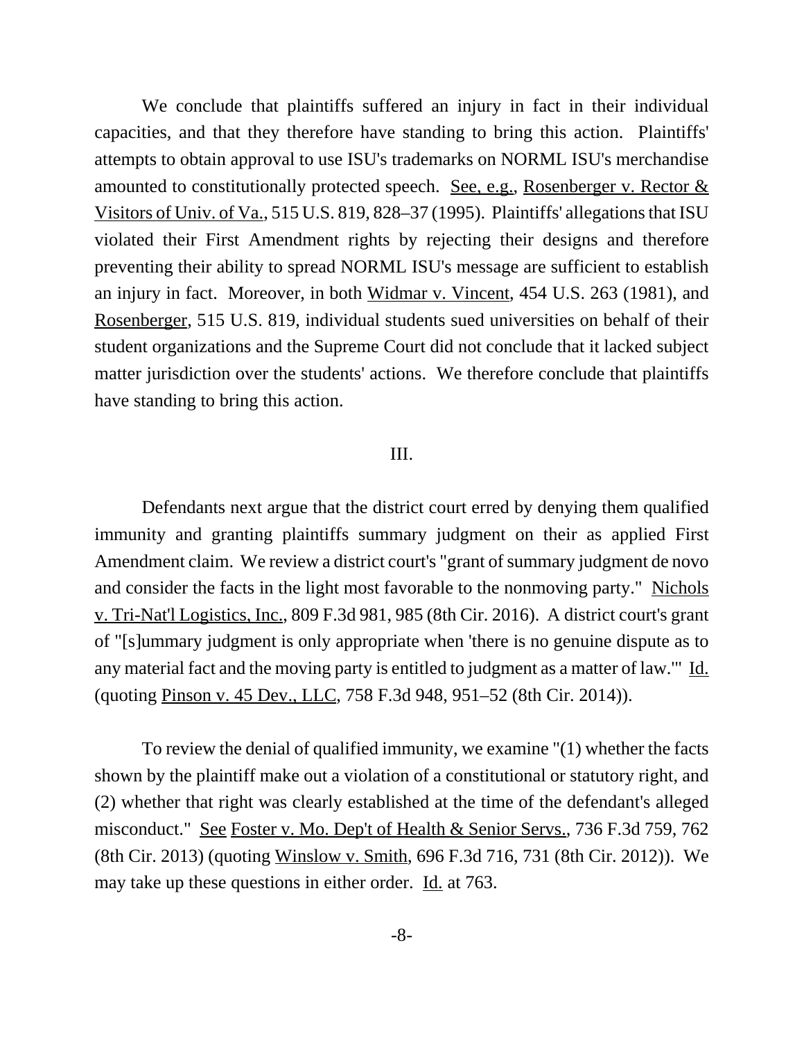We conclude that plaintiffs suffered an injury in fact in their individual capacities, and that they therefore have standing to bring this action. Plaintiffs' attempts to obtain approval to use ISU's trademarks on NORML ISU's merchandise amounted to constitutionally protected speech. See, e.g., Rosenberger v. Rector & Visitors of Univ. of Va., 515 U.S. 819, 828–37 (1995). Plaintiffs' allegations that ISU violated their First Amendment rights by rejecting their designs and therefore preventing their ability to spread NORML ISU's message are sufficient to establish an injury in fact. Moreover, in both Widmar v. Vincent, 454 U.S. 263 (1981), and Rosenberger, 515 U.S. 819, individual students sued universities on behalf of their student organizations and the Supreme Court did not conclude that it lacked subject matter jurisdiction over the students' actions. We therefore conclude that plaintiffs have standing to bring this action.

## III.

Defendants next argue that the district court erred by denying them qualified immunity and granting plaintiffs summary judgment on their as applied First Amendment claim. We review a district court's "grant of summary judgment de novo and consider the facts in the light most favorable to the nonmoving party." Nichols v. Tri-Nat'l Logistics, Inc., 809 F.3d 981, 985 (8th Cir. 2016). A district court's grant of "[s]ummary judgment is only appropriate when 'there is no genuine dispute as to any material fact and the moving party is entitled to judgment as a matter of law.'" Id. (quoting Pinson v. 45 Dev., LLC, 758 F.3d 948, 951–52 (8th Cir. 2014)).

To review the denial of qualified immunity, we examine "(1) whether the facts shown by the plaintiff make out a violation of a constitutional or statutory right, and (2) whether that right was clearly established at the time of the defendant's alleged misconduct." See Foster v. Mo. Dep't of Health & Senior Servs., 736 F.3d 759, 762 (8th Cir. 2013) (quoting Winslow v. Smith, 696 F.3d 716, 731 (8th Cir. 2012)). We may take up these questions in either order. Id. at 763.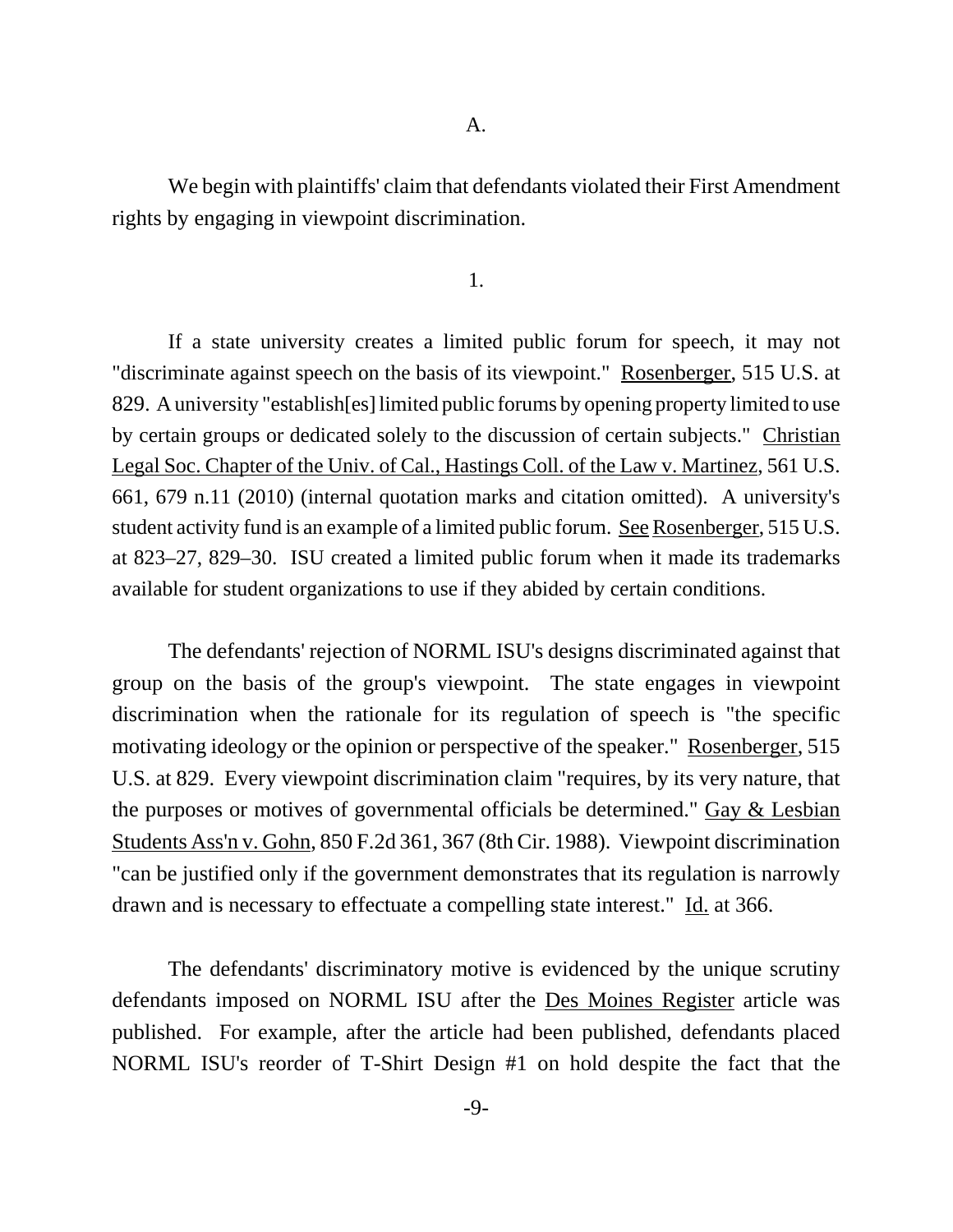A.

We begin with plaintiffs' claim that defendants violated their First Amendment rights by engaging in viewpoint discrimination.

1.

If a state university creates a limited public forum for speech, it may not "discriminate against speech on the basis of its viewpoint." Rosenberger, 515 U.S. at 829. A university "establish[es] limited public forums by opening property limited to use by certain groups or dedicated solely to the discussion of certain subjects." Christian Legal Soc. Chapter of the Univ. of Cal., Hastings Coll. of the Law v. Martinez, 561 U.S. 661, 679 n.11 (2010) (internal quotation marks and citation omitted). A university's student activity fund is an example of a limited public forum. See Rosenberger, 515 U.S. at 823–27, 829–30. ISU created a limited public forum when it made its trademarks available for student organizations to use if they abided by certain conditions.

The defendants' rejection of NORML ISU's designs discriminated against that group on the basis of the group's viewpoint. The state engages in viewpoint discrimination when the rationale for its regulation of speech is "the specific motivating ideology or the opinion or perspective of the speaker." Rosenberger, 515 U.S. at 829. Every viewpoint discrimination claim "requires, by its very nature, that the purposes or motives of governmental officials be determined." Gay & Lesbian Students Ass'n v. Gohn, 850 F.2d 361, 367 (8th Cir. 1988). Viewpoint discrimination "can be justified only if the government demonstrates that its regulation is narrowly drawn and is necessary to effectuate a compelling state interest." Id. at 366.

The defendants' discriminatory motive is evidenced by the unique scrutiny defendants imposed on NORML ISU after the Des Moines Register article was published. For example, after the article had been published, defendants placed NORML ISU's reorder of T-Shirt Design #1 on hold despite the fact that the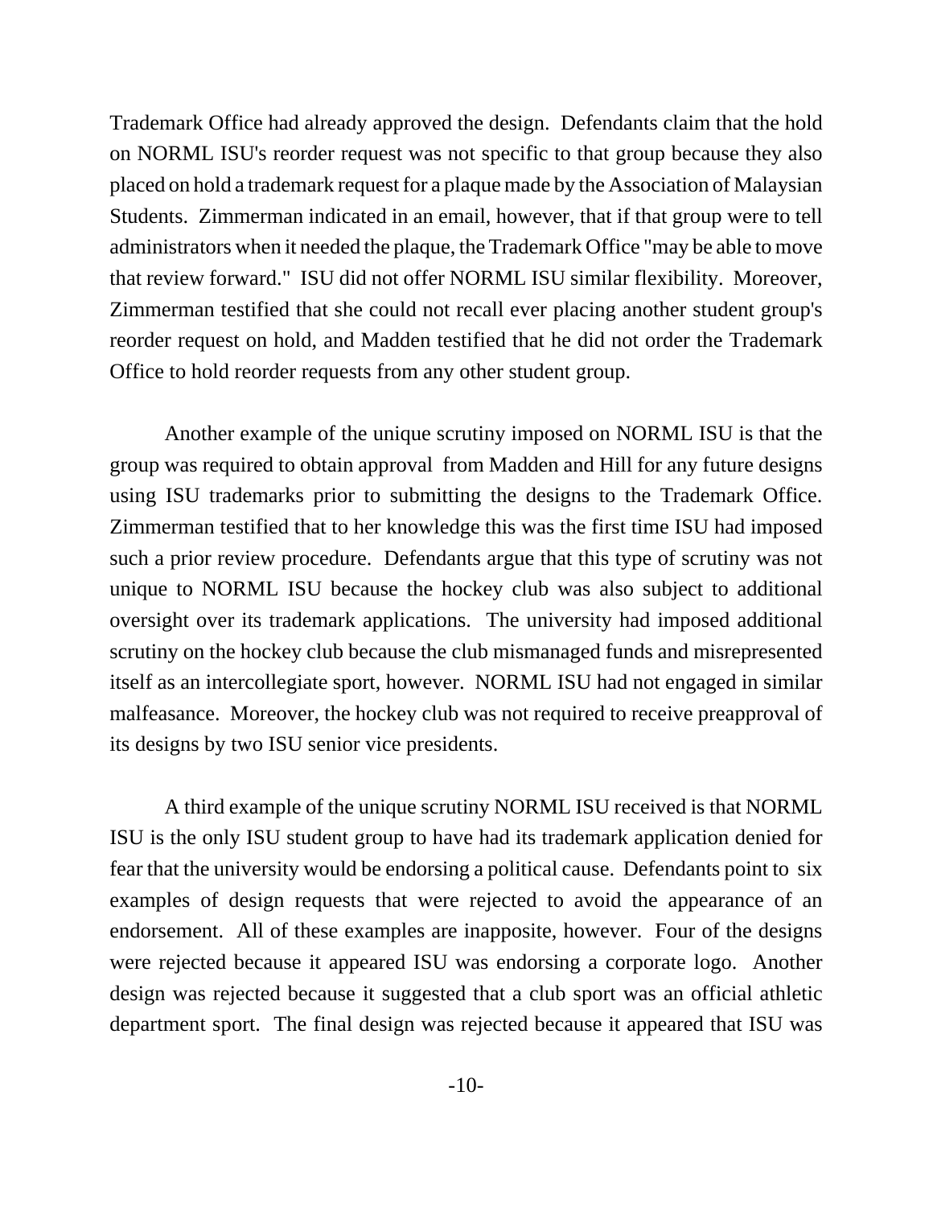Trademark Office had already approved the design. Defendants claim that the hold on NORML ISU's reorder request was not specific to that group because they also placed on hold a trademark request for a plaque made by the Association of Malaysian Students. Zimmerman indicated in an email, however, that if that group were to tell administrators when it needed the plaque, the Trademark Office "may be able to move that review forward." ISU did not offer NORML ISU similar flexibility. Moreover, Zimmerman testified that she could not recall ever placing another student group's reorder request on hold, and Madden testified that he did not order the Trademark Office to hold reorder requests from any other student group.

Another example of the unique scrutiny imposed on NORML ISU is that the group was required to obtain approval from Madden and Hill for any future designs using ISU trademarks prior to submitting the designs to the Trademark Office. Zimmerman testified that to her knowledge this was the first time ISU had imposed such a prior review procedure. Defendants argue that this type of scrutiny was not unique to NORML ISU because the hockey club was also subject to additional oversight over its trademark applications. The university had imposed additional scrutiny on the hockey club because the club mismanaged funds and misrepresented itself as an intercollegiate sport, however. NORML ISU had not engaged in similar malfeasance. Moreover, the hockey club was not required to receive preapproval of its designs by two ISU senior vice presidents.

A third example of the unique scrutiny NORML ISU received is that NORML ISU is the only ISU student group to have had its trademark application denied for fear that the university would be endorsing a political cause. Defendants point to six examples of design requests that were rejected to avoid the appearance of an endorsement. All of these examples are inapposite, however. Four of the designs were rejected because it appeared ISU was endorsing a corporate logo. Another design was rejected because it suggested that a club sport was an official athletic department sport. The final design was rejected because it appeared that ISU was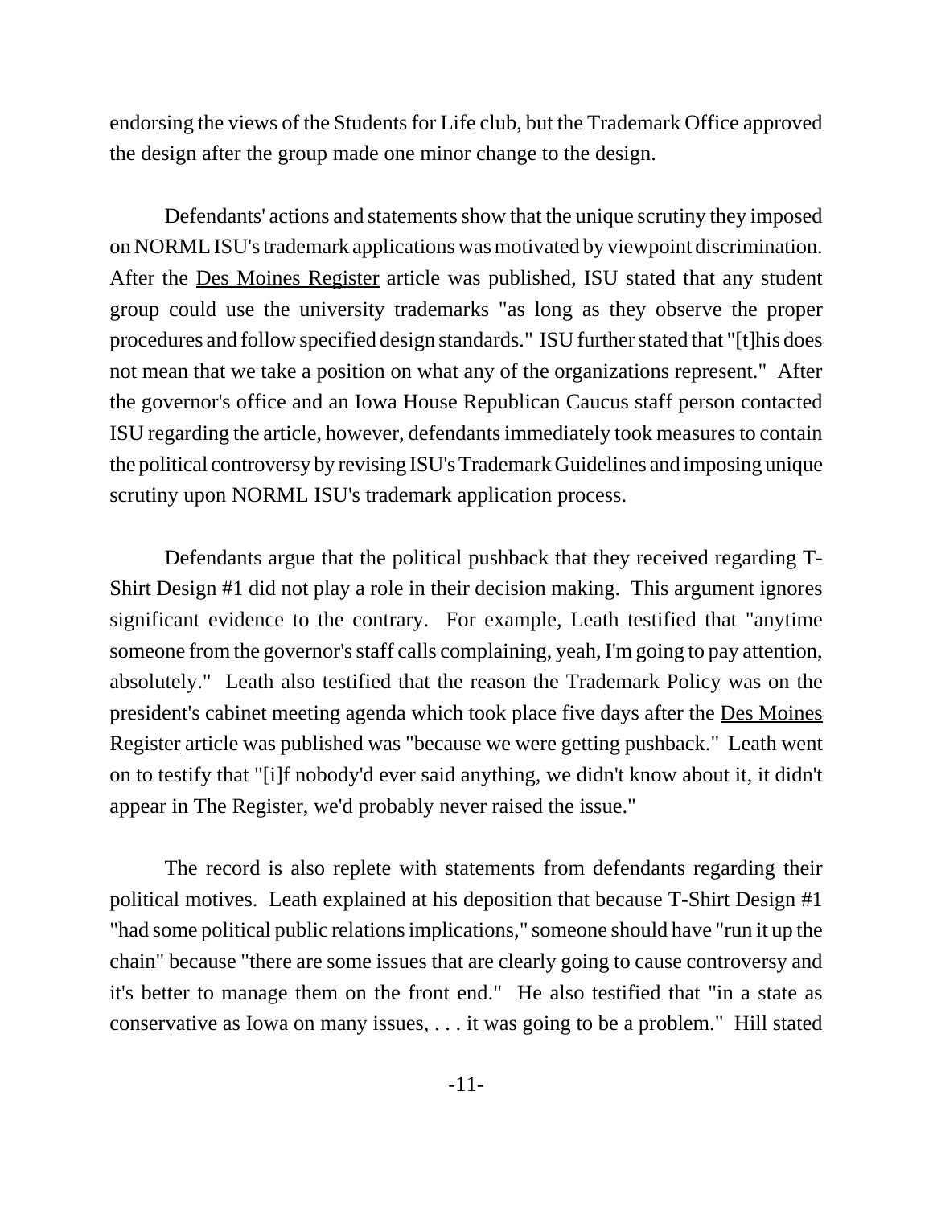endorsing the views of the Students for Life club, but the Trademark Office approved the design after the group made one minor change to the design.

Defendants' actions and statements show that the unique scrutiny they imposed on NORML ISU's trademark applications was motivated by viewpoint discrimination. After the Des Moines Register article was published, ISU stated that any student group could use the university trademarks "as long as they observe the proper procedures and follow specified design standards." ISU further stated that "[t]his does not mean that we take a position on what any of the organizations represent." After the governor's office and an Iowa House Republican Caucus staff person contacted ISU regarding the article, however, defendants immediately took measures to contain the political controversy by revising ISU's Trademark Guidelines and imposing unique scrutiny upon NORML ISU's trademark application process.

Defendants argue that the political pushback that they received regarding T-Shirt Design #1 did not play a role in their decision making. This argument ignores significant evidence to the contrary. For example, Leath testified that "anytime someone from the governor's staff calls complaining, yeah, I'm going to pay attention, absolutely." Leath also testified that the reason the Trademark Policy was on the president's cabinet meeting agenda which took place five days after the Des Moines Register article was published was "because we were getting pushback." Leath went on to testify that "[i]f nobody'd ever said anything, we didn't know about it, it didn't appear in The Register, we'd probably never raised the issue."

The record is also replete with statements from defendants regarding their political motives. Leath explained at his deposition that because T-Shirt Design #1 "had some political public relations implications," someone should have "run it up the chain" because "there are some issues that are clearly going to cause controversy and it's better to manage them on the front end." He also testified that "in a state as conservative as Iowa on many issues, . . . it was going to be a problem." Hill stated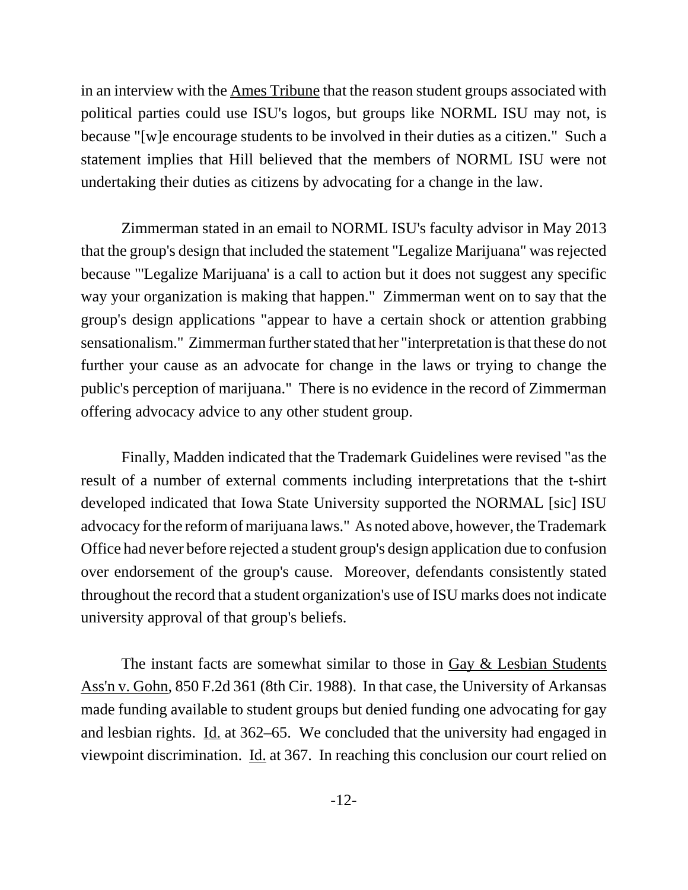in an interview with the Ames Tribune that the reason student groups associated with political parties could use ISU's logos, but groups like NORML ISU may not, is because "[w]e encourage students to be involved in their duties as a citizen." Such a statement implies that Hill believed that the members of NORML ISU were not undertaking their duties as citizens by advocating for a change in the law.

Zimmerman stated in an email to NORML ISU's faculty advisor in May 2013 that the group's design that included the statement "Legalize Marijuana" was rejected because "'Legalize Marijuana' is a call to action but it does not suggest any specific way your organization is making that happen." Zimmerman went on to say that the group's design applications "appear to have a certain shock or attention grabbing sensationalism." Zimmerman further stated that her "interpretation is that these do not further your cause as an advocate for change in the laws or trying to change the public's perception of marijuana." There is no evidence in the record of Zimmerman offering advocacy advice to any other student group.

Finally, Madden indicated that the Trademark Guidelines were revised "as the result of a number of external comments including interpretations that the t-shirt developed indicated that Iowa State University supported the NORMAL [sic] ISU advocacy for the reform of marijuana laws." As noted above, however, the Trademark Office had never before rejected a student group's design application due to confusion over endorsement of the group's cause. Moreover, defendants consistently stated throughout the record that a student organization's use of ISU marks does not indicate university approval of that group's beliefs.

The instant facts are somewhat similar to those in Gay & Lesbian Students Ass'n v. Gohn, 850 F.2d 361 (8th Cir. 1988). In that case, the University of Arkansas made funding available to student groups but denied funding one advocating for gay and lesbian rights. Id. at 362–65. We concluded that the university had engaged in viewpoint discrimination. Id. at 367. In reaching this conclusion our court relied on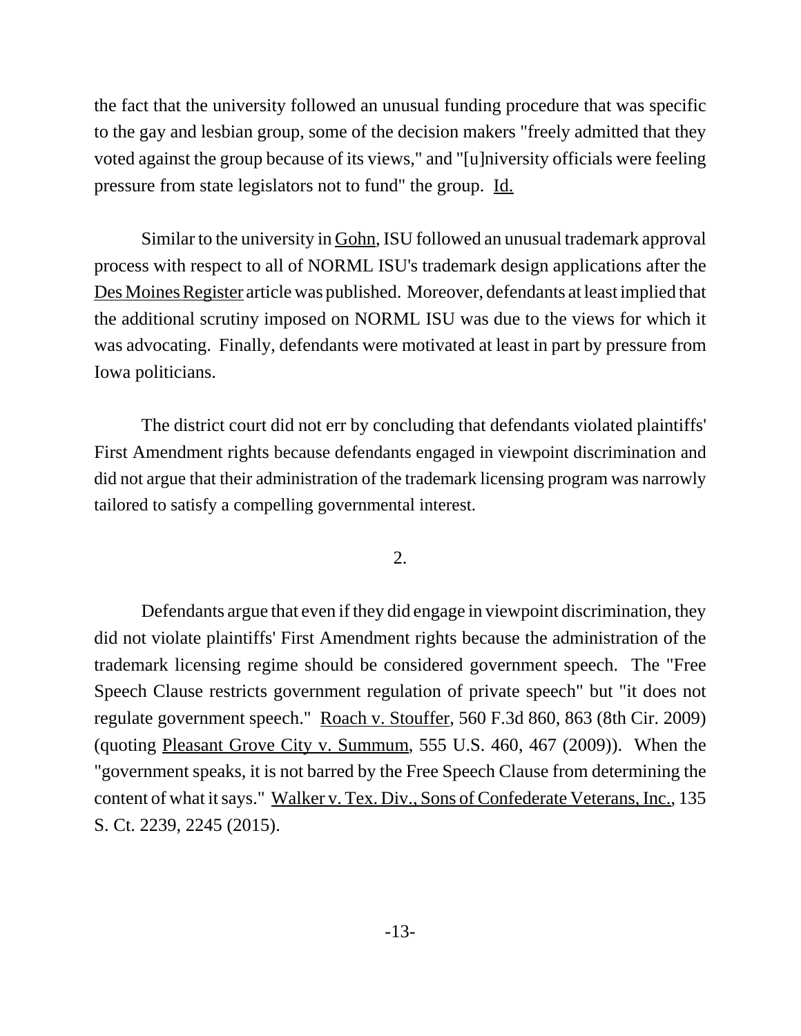the fact that the university followed an unusual funding procedure that was specific to the gay and lesbian group, some of the decision makers "freely admitted that they voted against the group because of its views," and "[u]niversity officials were feeling pressure from state legislators not to fund" the group. Id.

Similar to the university in Gohn, ISU followed an unusual trademark approval process with respect to all of NORML ISU's trademark design applications after the Des Moines Register article was published. Moreover, defendants at least implied that the additional scrutiny imposed on NORML ISU was due to the views for which it was advocating. Finally, defendants were motivated at least in part by pressure from Iowa politicians.

The district court did not err by concluding that defendants violated plaintiffs' First Amendment rights because defendants engaged in viewpoint discrimination and did not argue that their administration of the trademark licensing program was narrowly tailored to satisfy a compelling governmental interest.

2.

Defendants argue that even if they did engage in viewpoint discrimination, they did not violate plaintiffs' First Amendment rights because the administration of the trademark licensing regime should be considered government speech. The "Free Speech Clause restricts government regulation of private speech" but "it does not regulate government speech." Roach v. Stouffer, 560 F.3d 860, 863 (8th Cir. 2009) (quoting Pleasant Grove City v. Summum, 555 U.S. 460, 467 (2009)). When the "government speaks, it is not barred by the Free Speech Clause from determining the content of what it says." Walker v. Tex. Div., Sons of Confederate Veterans, Inc., 135 S. Ct. 2239, 2245 (2015).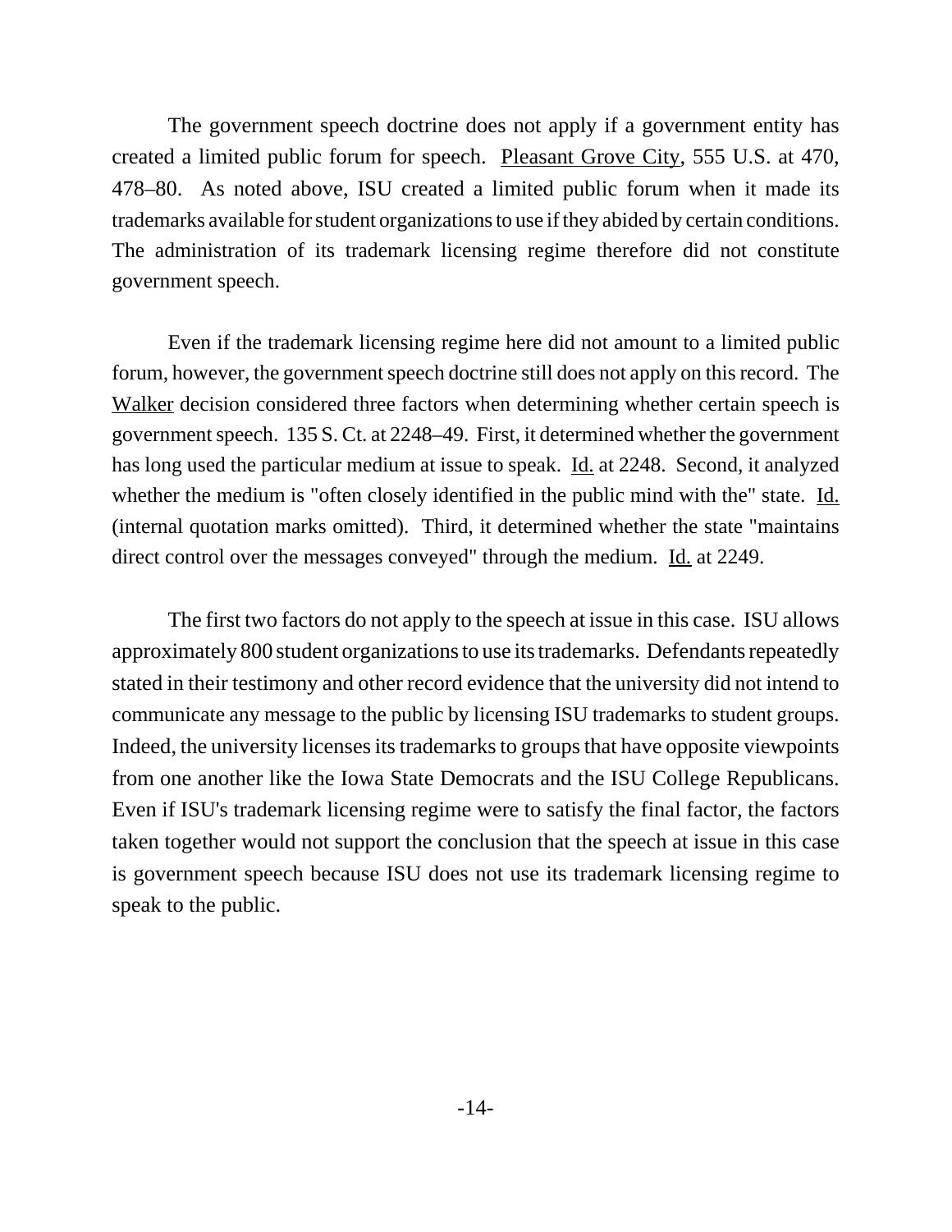The government speech doctrine does not apply if a government entity has created a limited public forum for speech. Pleasant Grove City, 555 U.S. at 470, 478–80. As noted above, ISU created a limited public forum when it made its trademarks available for student organizations to use if they abided by certain conditions. The administration of its trademark licensing regime therefore did not constitute government speech.

Even if the trademark licensing regime here did not amount to a limited public forum, however, the government speech doctrine still does not apply on this record. The Walker decision considered three factors when determining whether certain speech is government speech. 135 S. Ct. at 2248–49. First, it determined whether the government has long used the particular medium at issue to speak. Id. at 2248. Second, it analyzed whether the medium is "often closely identified in the public mind with the" state. Id. (internal quotation marks omitted). Third, it determined whether the state "maintains direct control over the messages conveyed" through the medium. Id. at 2249.

The first two factors do not apply to the speech at issue in this case. ISU allows approximately 800 student organizations to use its trademarks. Defendants repeatedly stated in their testimony and other record evidence that the university did not intend to communicate any message to the public by licensing ISU trademarks to student groups. Indeed, the university licenses its trademarks to groups that have opposite viewpoints from one another like the Iowa State Democrats and the ISU College Republicans. Even if ISU's trademark licensing regime were to satisfy the final factor, the factors taken together would not support the conclusion that the speech at issue in this case is government speech because ISU does not use its trademark licensing regime to speak to the public.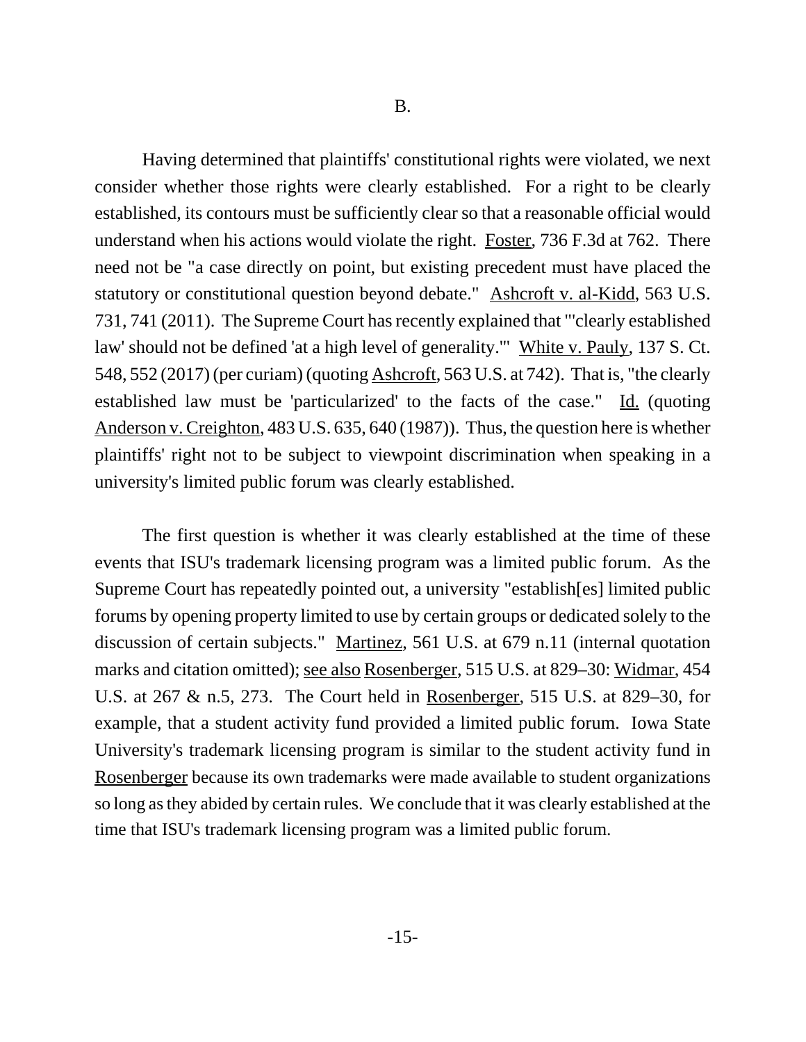B.

Having determined that plaintiffs' constitutional rights were violated, we next consider whether those rights were clearly established. For a right to be clearly established, its contours must be sufficiently clear so that a reasonable official would understand when his actions would violate the right. Foster, 736 F.3d at 762. There need not be "a case directly on point, but existing precedent must have placed the statutory or constitutional question beyond debate." Ashcroft v. al-Kidd, 563 U.S. 731, 741 (2011). The Supreme Court has recently explained that "'clearly established law' should not be defined 'at a high level of generality.'" White v. Pauly, 137 S. Ct. 548, 552 (2017) (per curiam) (quoting Ashcroft, 563 U.S. at 742). That is, "the clearly established law must be 'particularized' to the facts of the case." Id. (quoting Anderson v. Creighton, 483 U.S. 635, 640 (1987)). Thus, the question here is whether plaintiffs' right not to be subject to viewpoint discrimination when speaking in a university's limited public forum was clearly established.

The first question is whether it was clearly established at the time of these events that ISU's trademark licensing program was a limited public forum. As the Supreme Court has repeatedly pointed out, a university "establish[es] limited public forums by opening property limited to use by certain groups or dedicated solely to the discussion of certain subjects." Martinez, 561 U.S. at 679 n.11 (internal quotation marks and citation omitted); see also Rosenberger, 515 U.S. at 829–30: Widmar, 454 U.S. at 267 & n.5, 273. The Court held in Rosenberger, 515 U.S. at 829–30, for example, that a student activity fund provided a limited public forum. Iowa State University's trademark licensing program is similar to the student activity fund in Rosenberger because its own trademarks were made available to student organizations so long as they abided by certain rules. We conclude that it was clearly established at the time that ISU's trademark licensing program was a limited public forum.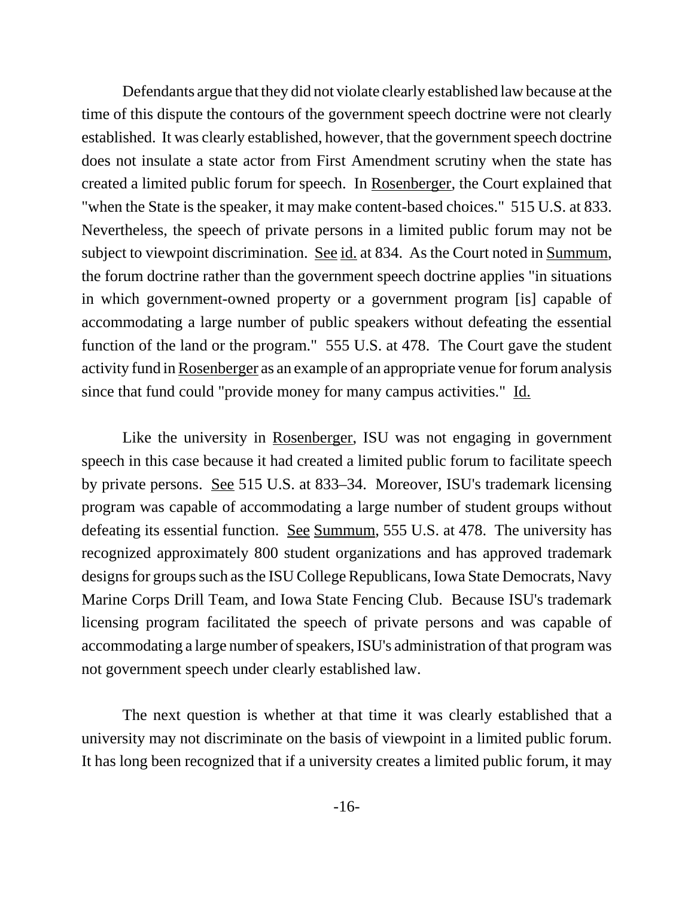Defendants argue that they did not violate clearly established law because at the time of this dispute the contours of the government speech doctrine were not clearly established. It was clearly established, however, that the government speech doctrine does not insulate a state actor from First Amendment scrutiny when the state has created a limited public forum for speech. In Rosenberger, the Court explained that "when the State is the speaker, it may make content-based choices." 515 U.S. at 833. Nevertheless, the speech of private persons in a limited public forum may not be subject to viewpoint discrimination. See id. at 834. As the Court noted in Summum, the forum doctrine rather than the government speech doctrine applies "in situations in which government-owned property or a government program [is] capable of accommodating a large number of public speakers without defeating the essential function of the land or the program." 555 U.S. at 478. The Court gave the student activity fund in Rosenberger as an example of an appropriate venue for forum analysis since that fund could "provide money for many campus activities." Id.

Like the university in Rosenberger, ISU was not engaging in government speech in this case because it had created a limited public forum to facilitate speech by private persons. See 515 U.S. at 833–34. Moreover, ISU's trademark licensing program was capable of accommodating a large number of student groups without defeating its essential function. See Summum, 555 U.S. at 478. The university has recognized approximately 800 student organizations and has approved trademark designs for groups such as the ISU College Republicans, Iowa State Democrats, Navy Marine Corps Drill Team, and Iowa State Fencing Club. Because ISU's trademark licensing program facilitated the speech of private persons and was capable of accommodating a large number of speakers, ISU's administration of that program was not government speech under clearly established law.

The next question is whether at that time it was clearly established that a university may not discriminate on the basis of viewpoint in a limited public forum. It has long been recognized that if a university creates a limited public forum, it may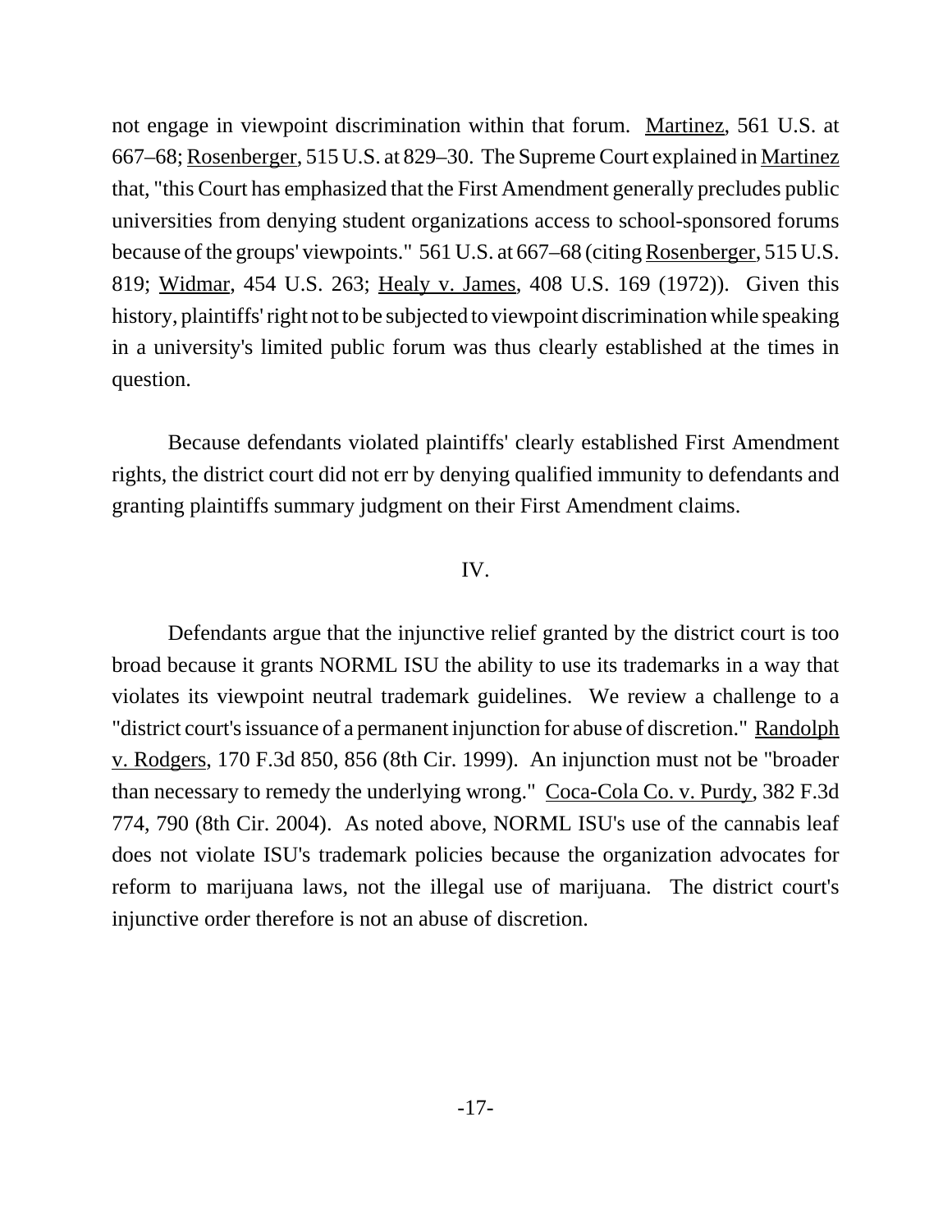not engage in viewpoint discrimination within that forum. Martinez, 561 U.S. at 667–68; Rosenberger, 515 U.S. at 829–30. The Supreme Court explained in Martinez that, "this Court has emphasized that the First Amendment generally precludes public universities from denying student organizations access to school-sponsored forums because of the groups' viewpoints." 561 U.S. at 667–68 (citing Rosenberger, 515 U.S. 819; Widmar, 454 U.S. 263; Healy v. James, 408 U.S. 169 (1972)). Given this history, plaintiffs' right not to be subjected to viewpoint discrimination while speaking in a university's limited public forum was thus clearly established at the times in question.

Because defendants violated plaintiffs' clearly established First Amendment rights, the district court did not err by denying qualified immunity to defendants and granting plaintiffs summary judgment on their First Amendment claims.

## IV.

Defendants argue that the injunctive relief granted by the district court is too broad because it grants NORML ISU the ability to use its trademarks in a way that violates its viewpoint neutral trademark guidelines. We review a challenge to a "district court's issuance of a permanent injunction for abuse of discretion." Randolph v. Rodgers, 170 F.3d 850, 856 (8th Cir. 1999). An injunction must not be "broader than necessary to remedy the underlying wrong." Coca-Cola Co. v. Purdy, 382 F.3d 774, 790 (8th Cir. 2004). As noted above, NORML ISU's use of the cannabis leaf does not violate ISU's trademark policies because the organization advocates for reform to marijuana laws, not the illegal use of marijuana. The district court's injunctive order therefore is not an abuse of discretion.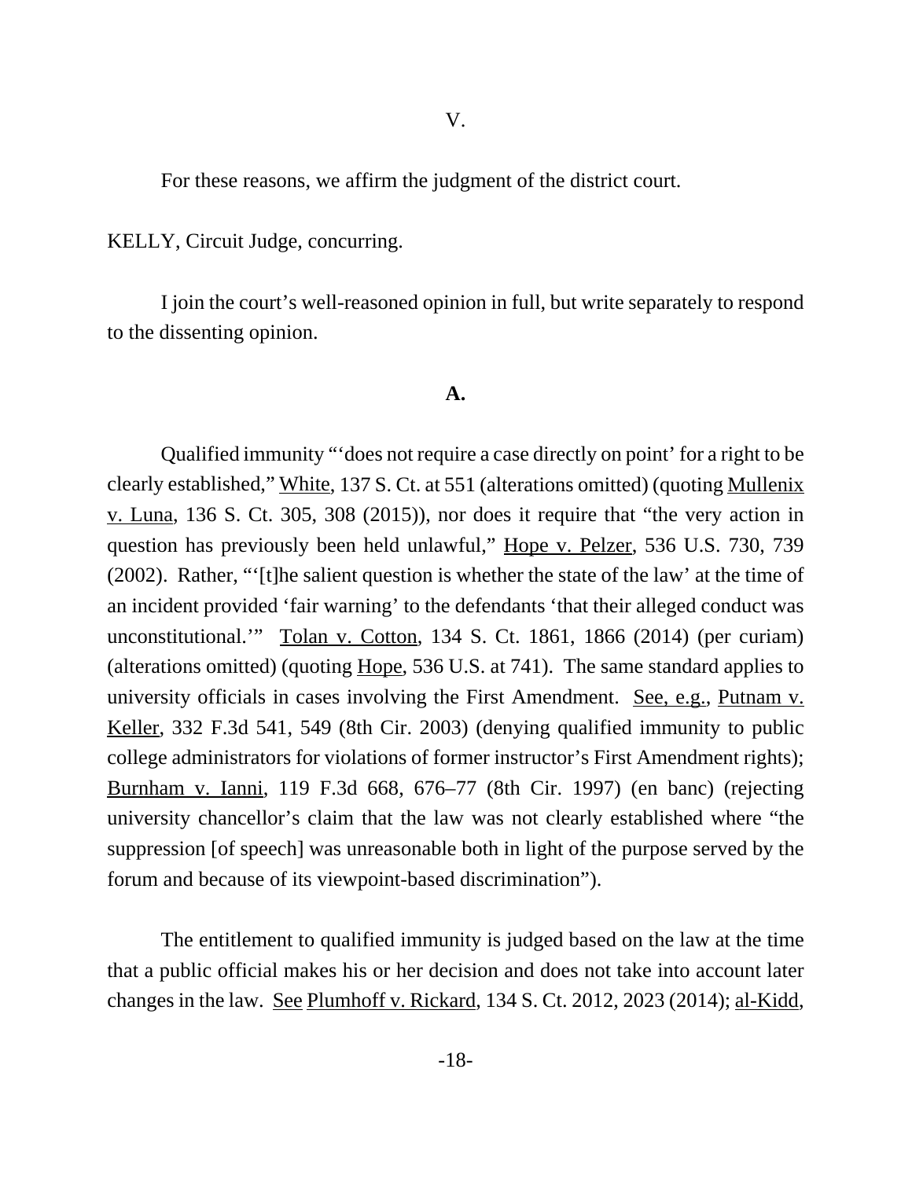V.

For these reasons, we affirm the judgment of the district court.

KELLY, Circuit Judge, concurring.

I join the court's well-reasoned opinion in full, but write separately to respond to the dissenting opinion.

**A.**

Qualified immunity "'does not require a case directly on point' for a right to be clearly established," White, 137 S. Ct. at 551 (alterations omitted) (quoting Mullenix v. Luna, 136 S. Ct. 305, 308 (2015)), nor does it require that "the very action in question has previously been held unlawful," Hope v. Pelzer, 536 U.S. 730, 739 (2002). Rather, "'[t]he salient question is whether the state of the law' at the time of an incident provided 'fair warning' to the defendants 'that their alleged conduct was unconstitutional.'" Tolan v. Cotton, 134 S. Ct. 1861, 1866 (2014) (per curiam) (alterations omitted) (quoting Hope, 536 U.S. at 741). The same standard applies to university officials in cases involving the First Amendment. See, e.g., Putnam v. Keller, 332 F.3d 541, 549 (8th Cir. 2003) (denying qualified immunity to public college administrators for violations of former instructor's First Amendment rights); Burnham v. Ianni, 119 F.3d 668, 676–77 (8th Cir. 1997) (en banc) (rejecting university chancellor's claim that the law was not clearly established where "the suppression [of speech] was unreasonable both in light of the purpose served by the forum and because of its viewpoint-based discrimination").

The entitlement to qualified immunity is judged based on the law at the time that a public official makes his or her decision and does not take into account later changes in the law. See Plumhoff v. Rickard, 134 S. Ct. 2012, 2023 (2014); al-Kidd,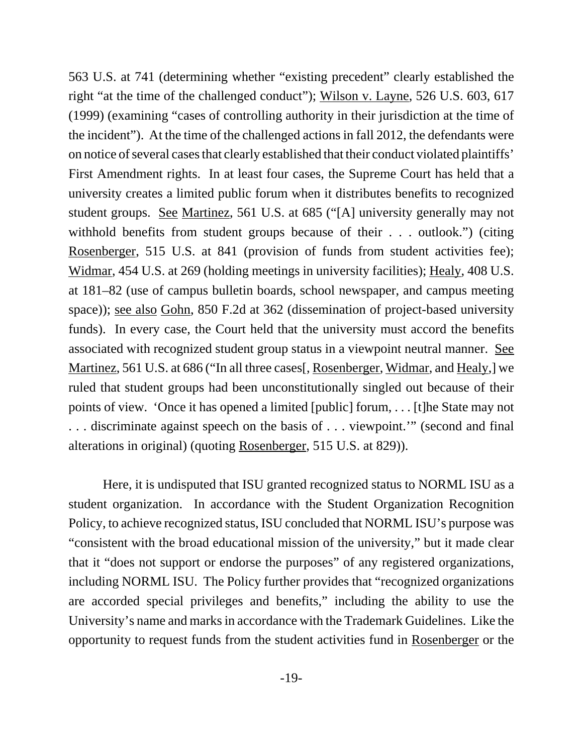563 U.S. at 741 (determining whether "existing precedent" clearly established the right "at the time of the challenged conduct"); Wilson v. Layne, 526 U.S. 603, 617 (1999) (examining "cases of controlling authority in their jurisdiction at the time of the incident"). At the time of the challenged actions in fall 2012, the defendants were on notice of several cases that clearly established that their conduct violated plaintiffs' First Amendment rights. In at least four cases, the Supreme Court has held that a university creates a limited public forum when it distributes benefits to recognized student groups. See Martinez, 561 U.S. at 685 ("[A] university generally may not withhold benefits from student groups because of their . . . outlook.") (citing Rosenberger, 515 U.S. at 841 (provision of funds from student activities fee); Widmar, 454 U.S. at 269 (holding meetings in university facilities); Healy, 408 U.S. at 181–82 (use of campus bulletin boards, school newspaper, and campus meeting space)); see also Gohn, 850 F.2d at 362 (dissemination of project-based university funds). In every case, the Court held that the university must accord the benefits associated with recognized student group status in a viewpoint neutral manner. See Martinez, 561 U.S. at 686 ("In all three cases[, Rosenberger, Widmar, and Healy,] we ruled that student groups had been unconstitutionally singled out because of their points of view. 'Once it has opened a limited [public] forum, . . . [t]he State may not . . . discriminate against speech on the basis of . . . viewpoint.'" (second and final alterations in original) (quoting Rosenberger, 515 U.S. at 829)).

Here, it is undisputed that ISU granted recognized status to NORML ISU as a student organization. In accordance with the Student Organization Recognition Policy, to achieve recognized status, ISU concluded that NORML ISU's purpose was "consistent with the broad educational mission of the university," but it made clear that it "does not support or endorse the purposes" of any registered organizations, including NORML ISU. The Policy further provides that "recognized organizations are accorded special privileges and benefits," including the ability to use the University's name and marks in accordance with the Trademark Guidelines. Like the opportunity to request funds from the student activities fund in Rosenberger or the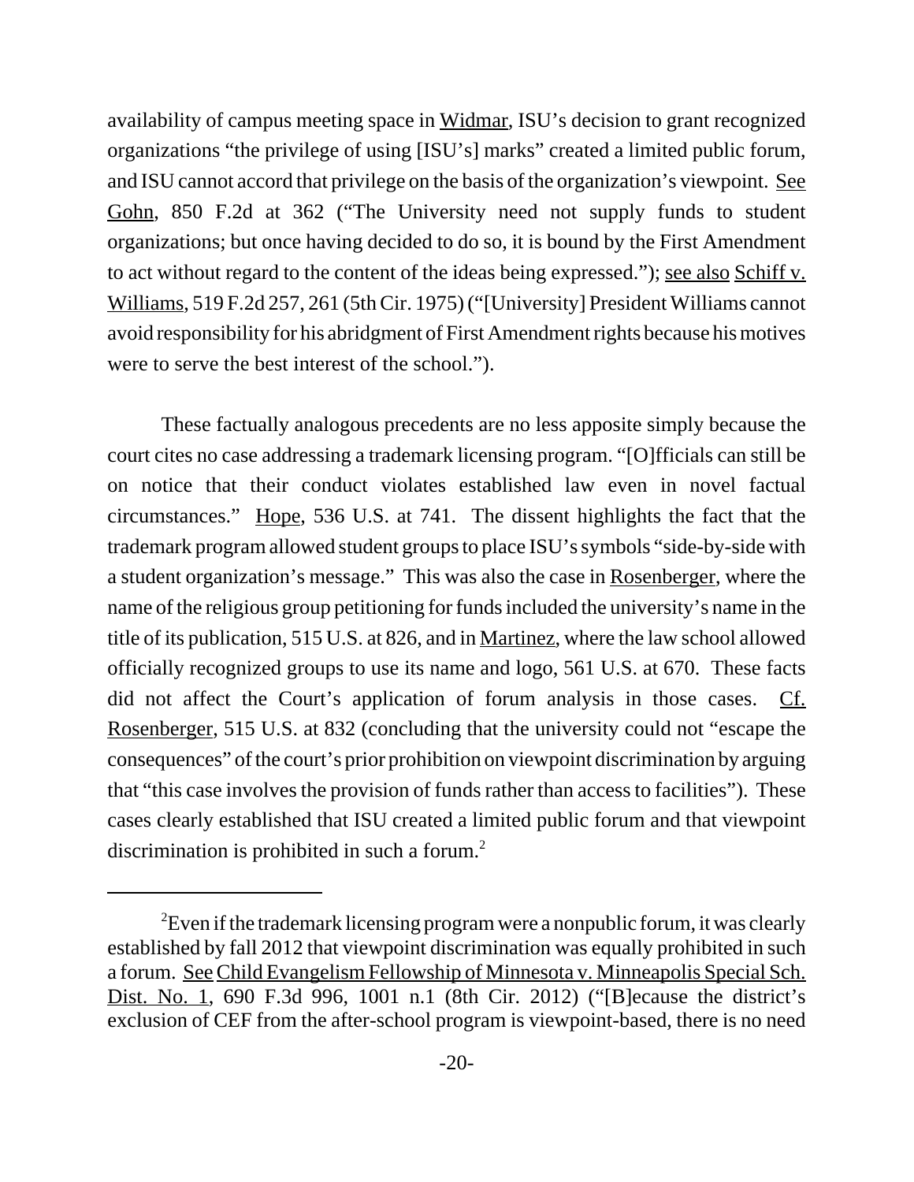availability of campus meeting space in Widmar, ISU's decision to grant recognized organizations "the privilege of using [ISU's] marks" created a limited public forum, and ISU cannot accord that privilege on the basis of the organization's viewpoint. See Gohn, 850 F.2d at 362 ("The University need not supply funds to student organizations; but once having decided to do so, it is bound by the First Amendment to act without regard to the content of the ideas being expressed."); see also Schiff v. Williams, 519 F.2d 257, 261 (5th Cir. 1975) ("[University] President Williams cannot avoid responsibility for his abridgment of First Amendment rights because his motives were to serve the best interest of the school.").

These factually analogous precedents are no less apposite simply because the court cites no case addressing a trademark licensing program. "[O]fficials can still be on notice that their conduct violates established law even in novel factual circumstances." Hope, 536 U.S. at 741. The dissent highlights the fact that the trademark program allowed student groups to place ISU's symbols "side-by-side with a student organization's message." This was also the case in Rosenberger, where the name of the religious group petitioning for funds included the university's name in the title of its publication, 515 U.S. at 826, and in Martinez, where the law school allowed officially recognized groups to use its name and logo, 561 U.S. at 670. These facts did not affect the Court's application of forum analysis in those cases. Cf. Rosenberger, 515 U.S. at 832 (concluding that the university could not "escape the consequences" of the court's prior prohibition on viewpoint discrimination by arguing that "this case involves the provision of funds rather than access to facilities"). These cases clearly established that ISU created a limited public forum and that viewpoint discrimination is prohibited in such a forum.[2]

---

[2]Even if the trademark licensing program were a nonpublic forum, it was clearly established by fall 2012 that viewpoint discrimination was equally prohibited in such a forum. See Child Evangelism Fellowship of Minnesota v. Minneapolis Special Sch. Dist. No. 1, 690 F.3d 996, 1001 n.1 (8th Cir. 2012) ("[B]ecause the district's exclusion of CEF from the after-school program is viewpoint-based, there is no need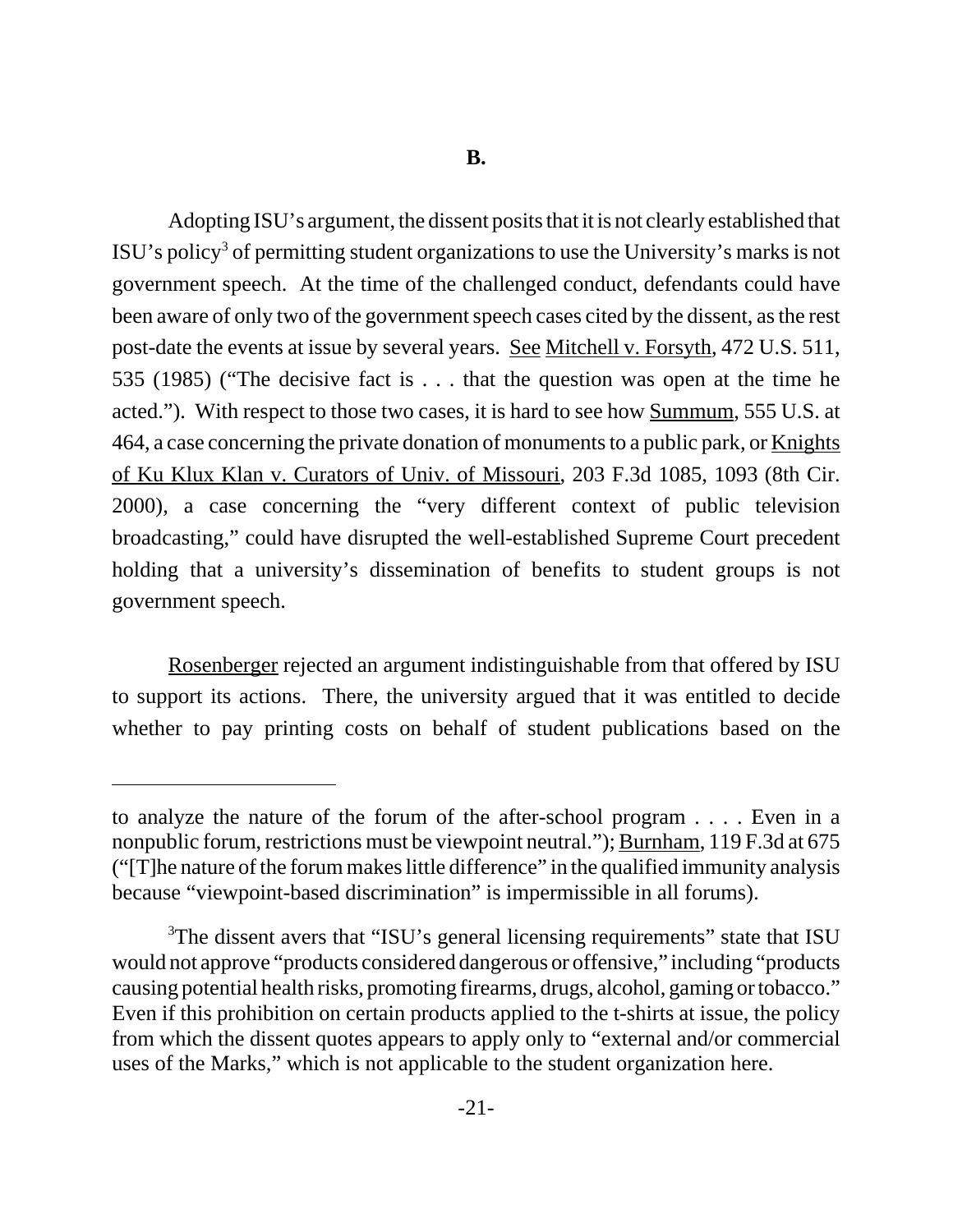**B.**

Adopting ISU's argument, the dissent posits that it is not clearly established that ISU's policy[3] of permitting student organizations to use the University's marks is not government speech. At the time of the challenged conduct, defendants could have been aware of only two of the government speech cases cited by the dissent, as the rest post-date the events at issue by several years. See Mitchell v. Forsyth, 472 U.S. 511, 535 (1985) ("The decisive fact is . . . that the question was open at the time he acted."). With respect to those two cases, it is hard to see how Summum, 555 U.S. at 464, a case concerning the private donation of monuments to a public park, or Knights of Ku Klux Klan v. Curators of Univ. of Missouri, 203 F.3d 1085, 1093 (8th Cir. 2000), a case concerning the "very different context of public television broadcasting," could have disrupted the well-established Supreme Court precedent holding that a university's dissemination of benefits to student groups is not government speech.

Rosenberger rejected an argument indistinguishable from that offered by ISU to support its actions. There, the university argued that it was entitled to decide whether to pay printing costs on behalf of student publications based on the

---

to analyze the nature of the forum of the after-school program . . . . Even in a nonpublic forum, restrictions must be viewpoint neutral."); Burnham, 119 F.3d at 675 ("[T]he nature of the forum makes little difference" in the qualified immunity analysis because "viewpoint-based discrimination" is impermissible in all forums).

[3]The dissent avers that "ISU's general licensing requirements" state that ISU would not approve "products considered dangerous or offensive," including "products causing potential health risks, promoting firearms, drugs, alcohol, gaming or tobacco." Even if this prohibition on certain products applied to the t-shirts at issue, the policy from which the dissent quotes appears to apply only to "external and/or commercial uses of the Marks," which is not applicable to the student organization here.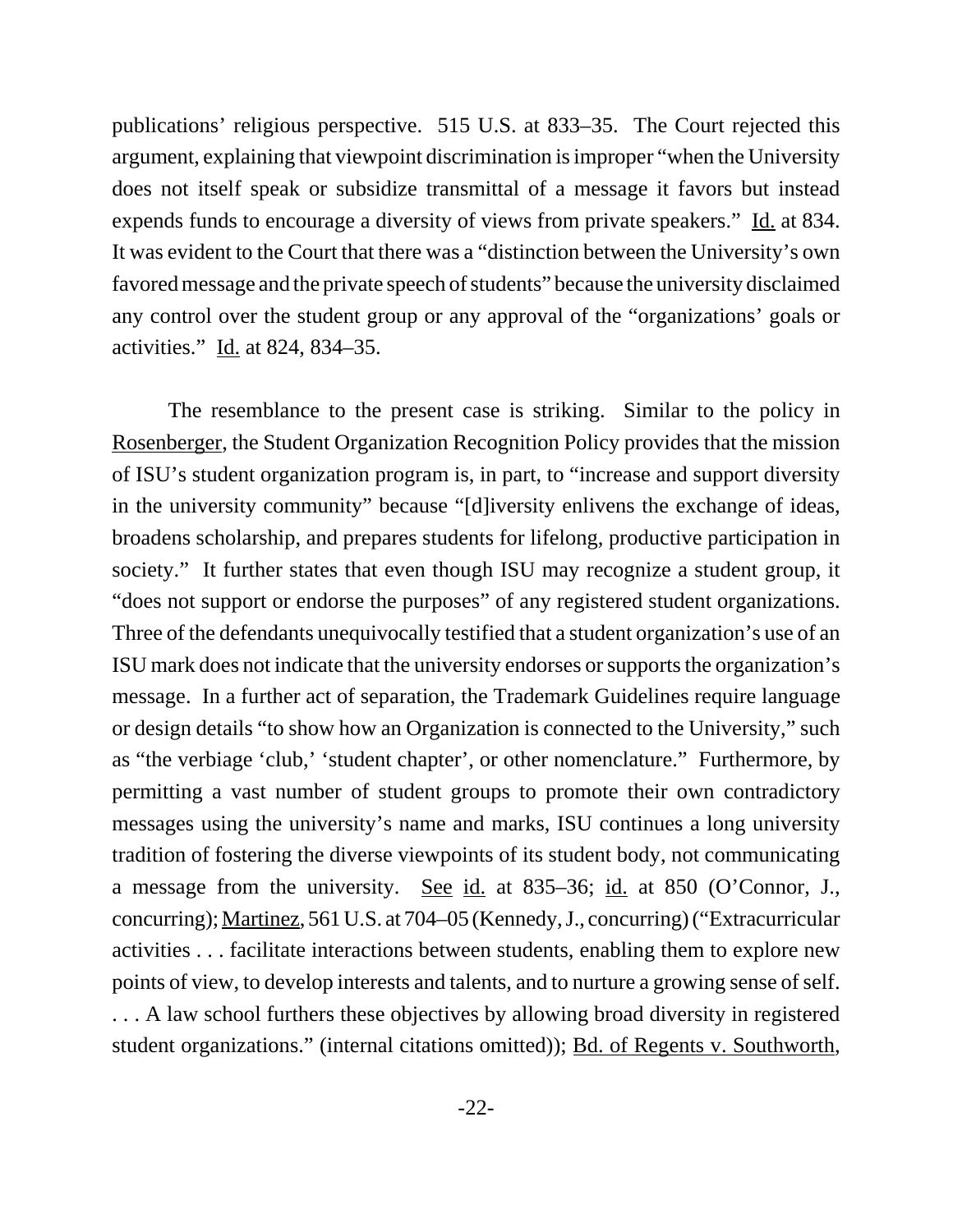publications' religious perspective. 515 U.S. at 833–35. The Court rejected this argument, explaining that viewpoint discrimination is improper "when the University does not itself speak or subsidize transmittal of a message it favors but instead expends funds to encourage a diversity of views from private speakers." Id. at 834. It was evident to the Court that there was a "distinction between the University's own favored message and the private speech of students" because the university disclaimed any control over the student group or any approval of the "organizations' goals or activities." Id. at 824, 834–35.

The resemblance to the present case is striking. Similar to the policy in Rosenberger, the Student Organization Recognition Policy provides that the mission of ISU's student organization program is, in part, to "increase and support diversity in the university community" because "[d]iversity enlivens the exchange of ideas, broadens scholarship, and prepares students for lifelong, productive participation in society." It further states that even though ISU may recognize a student group, it "does not support or endorse the purposes" of any registered student organizations. Three of the defendants unequivocally testified that a student organization's use of an ISU mark does not indicate that the university endorses or supports the organization's message. In a further act of separation, the Trademark Guidelines require language or design details "to show how an Organization is connected to the University," such as "the verbiage 'club,' 'student chapter', or other nomenclature." Furthermore, by permitting a vast number of student groups to promote their own contradictory messages using the university's name and marks, ISU continues a long university tradition of fostering the diverse viewpoints of its student body, not communicating a message from the university. See id. at 835–36; id. at 850 (O'Connor, J., concurring); Martinez, 561 U.S. at 704–05 (Kennedy, J., concurring) ("Extracurricular activities . . . facilitate interactions between students, enabling them to explore new points of view, to develop interests and talents, and to nurture a growing sense of self. . . . A law school furthers these objectives by allowing broad diversity in registered student organizations." (internal citations omitted)); Bd. of Regents v. Southworth,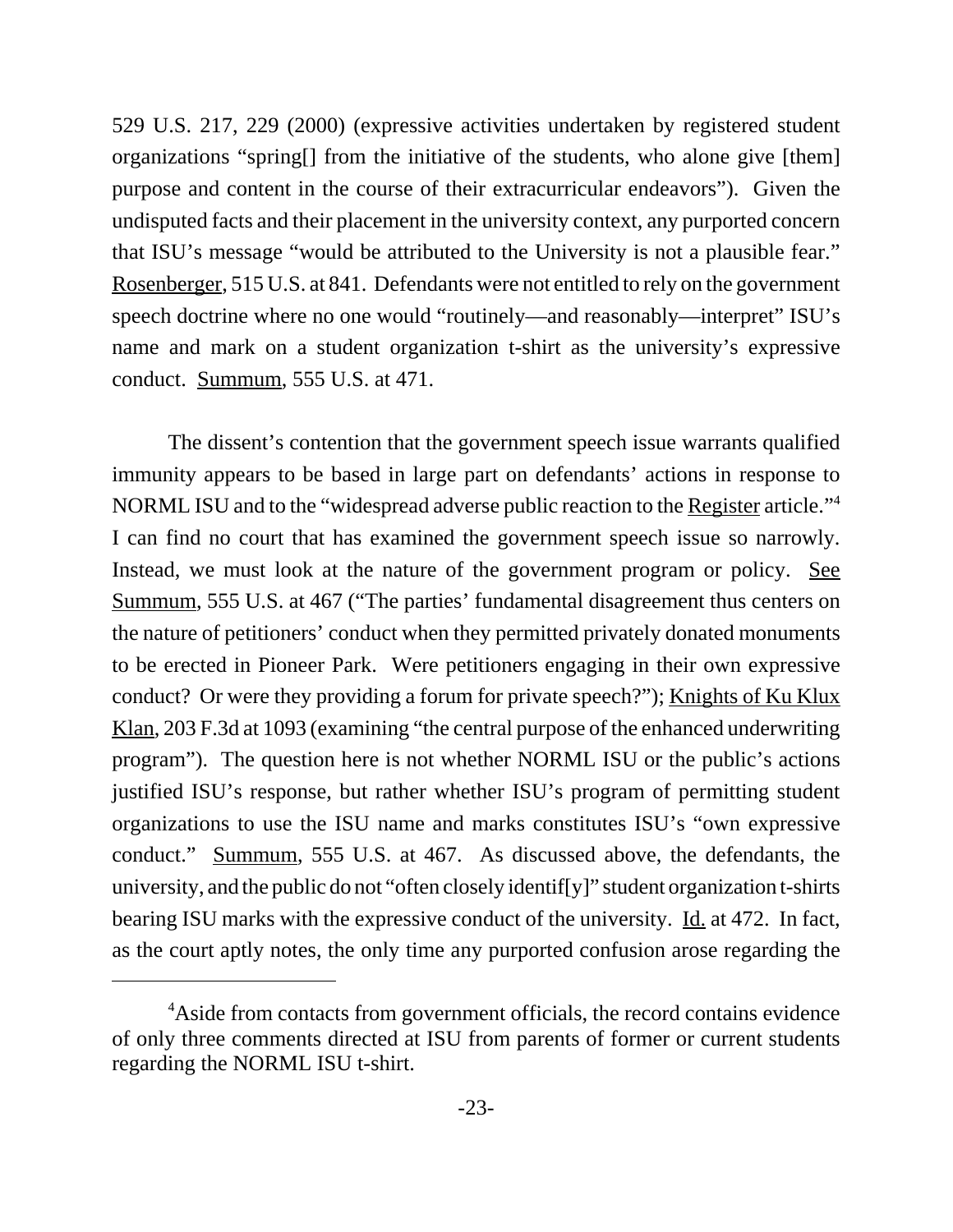529 U.S. 217, 229 (2000) (expressive activities undertaken by registered student organizations "spring[] from the initiative of the students, who alone give [them] purpose and content in the course of their extracurricular endeavors"). Given the undisputed facts and their placement in the university context, any purported concern that ISU's message "would be attributed to the University is not a plausible fear." Rosenberger, 515 U.S. at 841. Defendants were not entitled to rely on the government speech doctrine where no one would "routinely—and reasonably—interpret" ISU's name and mark on a student organization t-shirt as the university's expressive conduct. Summum, 555 U.S. at 471.

The dissent's contention that the government speech issue warrants qualified immunity appears to be based in large part on defendants' actions in response to NORML ISU and to the "widespread adverse public reaction to the Register article."[4] I can find no court that has examined the government speech issue so narrowly. Instead, we must look at the nature of the government program or policy. See Summum, 555 U.S. at 467 ("The parties' fundamental disagreement thus centers on the nature of petitioners' conduct when they permitted privately donated monuments to be erected in Pioneer Park. Were petitioners engaging in their own expressive conduct? Or were they providing a forum for private speech?"); Knights of Ku Klux Klan, 203 F.3d at 1093 (examining "the central purpose of the enhanced underwriting program"). The question here is not whether NORML ISU or the public's actions justified ISU's response, but rather whether ISU's program of permitting student organizations to use the ISU name and marks constitutes ISU's "own expressive conduct." Summum, 555 U.S. at 467. As discussed above, the defendants, the university, and the public do not "often closely identif[y]" student organization t-shirts bearing ISU marks with the expressive conduct of the university. Id. at 472. In fact, as the court aptly notes, the only time any purported confusion arose regarding the

[4]Aside from contacts from government officials, the record contains evidence of only three comments directed at ISU from parents of former or current students regarding the NORML ISU t-shirt.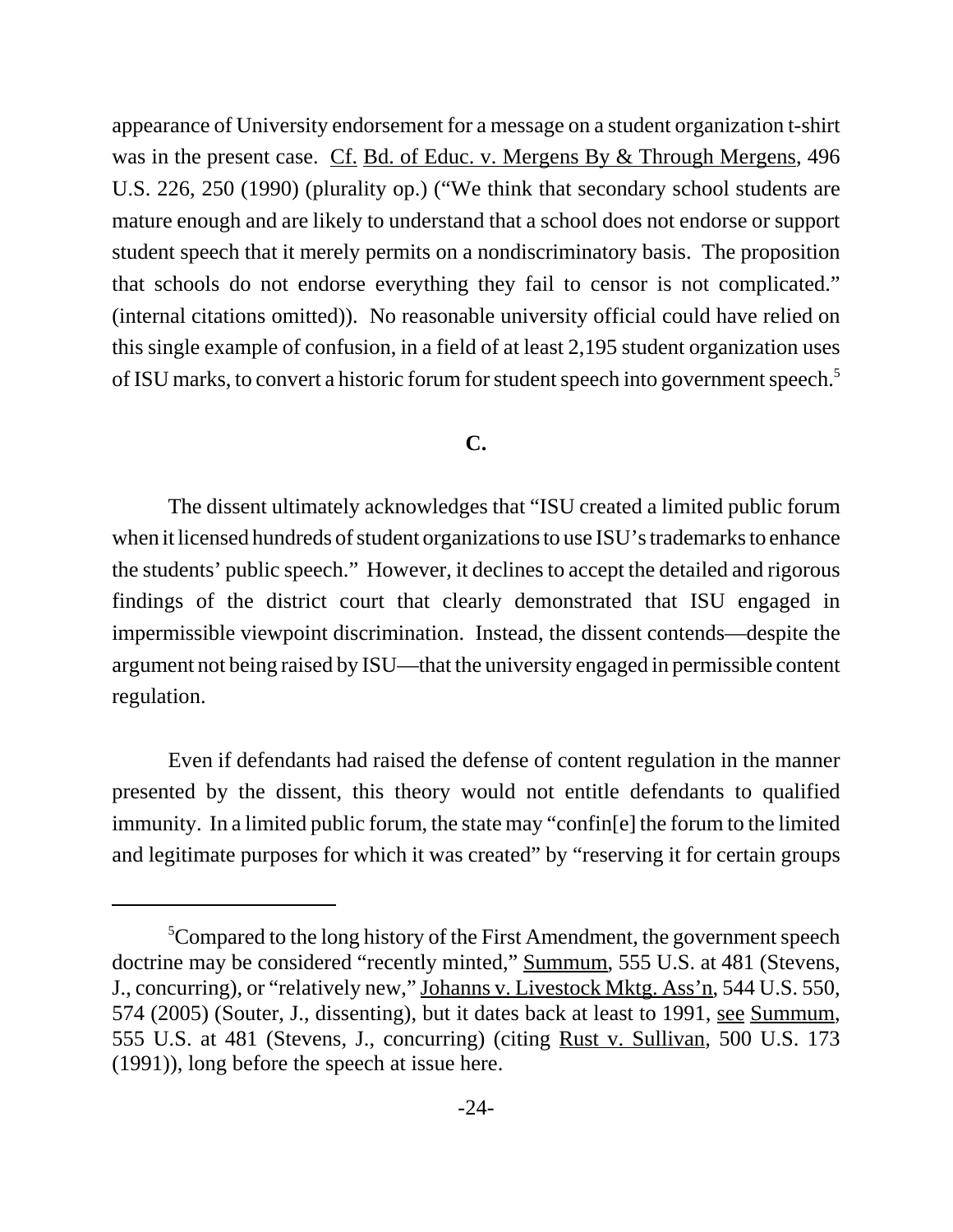appearance of University endorsement for a message on a student organization t-shirt was in the present case. Cf. Bd. of Educ. v. Mergens By & Through Mergens, 496 U.S. 226, 250 (1990) (plurality op.) ("We think that secondary school students are mature enough and are likely to understand that a school does not endorse or support student speech that it merely permits on a nondiscriminatory basis. The proposition that schools do not endorse everything they fail to censor is not complicated." (internal citations omitted)). No reasonable university official could have relied on this single example of confusion, in a field of at least 2,195 student organization uses of ISU marks, to convert a historic forum for student speech into government speech.[5]

## C.

The dissent ultimately acknowledges that "ISU created a limited public forum when it licensed hundreds of student organizations to use ISU's trademarks to enhance the students' public speech." However, it declines to accept the detailed and rigorous findings of the district court that clearly demonstrated that ISU engaged in impermissible viewpoint discrimination. Instead, the dissent contends—despite the argument not being raised by ISU—that the university engaged in permissible content regulation.

Even if defendants had raised the defense of content regulation in the manner presented by the dissent, this theory would not entitle defendants to qualified immunity. In a limited public forum, the state may "confin[e] the forum to the limited and legitimate purposes for which it was created" by "reserving it for certain groups

---

[5]Compared to the long history of the First Amendment, the government speech doctrine may be considered "recently minted," Summum, 555 U.S. at 481 (Stevens, J., concurring), or "relatively new," Johanns v. Livestock Mktg. Ass'n, 544 U.S. 550, 574 (2005) (Souter, J., dissenting), but it dates back at least to 1991, see Summum, 555 U.S. at 481 (Stevens, J., concurring) (citing Rust v. Sullivan, 500 U.S. 173 (1991)), long before the speech at issue here.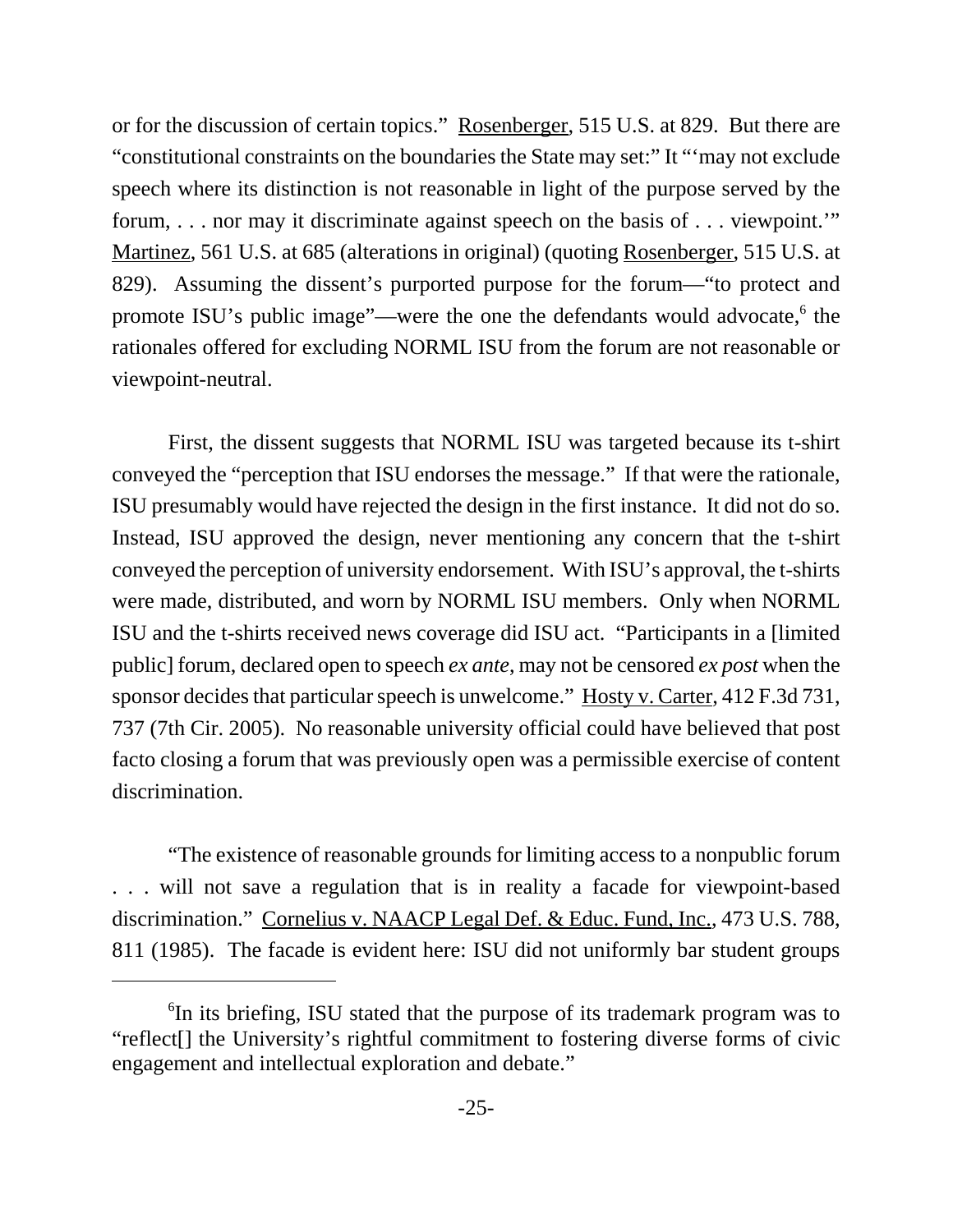or for the discussion of certain topics." Rosenberger, 515 U.S. at 829. But there are "constitutional constraints on the boundaries the State may set:" It "'may not exclude speech where its distinction is not reasonable in light of the purpose served by the forum, . . . nor may it discriminate against speech on the basis of . . . viewpoint.'" Martinez, 561 U.S. at 685 (alterations in original) (quoting Rosenberger, 515 U.S. at 829). Assuming the dissent's purported purpose for the forum—"to protect and promote ISU's public image"—were the one the defendants would advocate,[6] the rationales offered for excluding NORML ISU from the forum are not reasonable or viewpoint-neutral.

First, the dissent suggests that NORML ISU was targeted because its t-shirt conveyed the "perception that ISU endorses the message." If that were the rationale, ISU presumably would have rejected the design in the first instance. It did not do so. Instead, ISU approved the design, never mentioning any concern that the t-shirt conveyed the perception of university endorsement. With ISU's approval, the t-shirts were made, distributed, and worn by NORML ISU members. Only when NORML ISU and the t-shirts received news coverage did ISU act. "Participants in a [limited public] forum, declared open to speech *ex ante*, may not be censored *ex post* when the sponsor decides that particular speech is unwelcome." Hosty v. Carter, 412 F.3d 731, 737 (7th Cir. 2005). No reasonable university official could have believed that post facto closing a forum that was previously open was a permissible exercise of content discrimination.

"The existence of reasonable grounds for limiting access to a nonpublic forum . . . will not save a regulation that is in reality a facade for viewpoint-based discrimination." Cornelius v. NAACP Legal Def. & Educ. Fund, Inc., 473 U.S. 788, 811 (1985). The facade is evident here: ISU did not uniformly bar student groups

---

[6]In its briefing, ISU stated that the purpose of its trademark program was to "reflect[] the University's rightful commitment to fostering diverse forms of civic engagement and intellectual exploration and debate."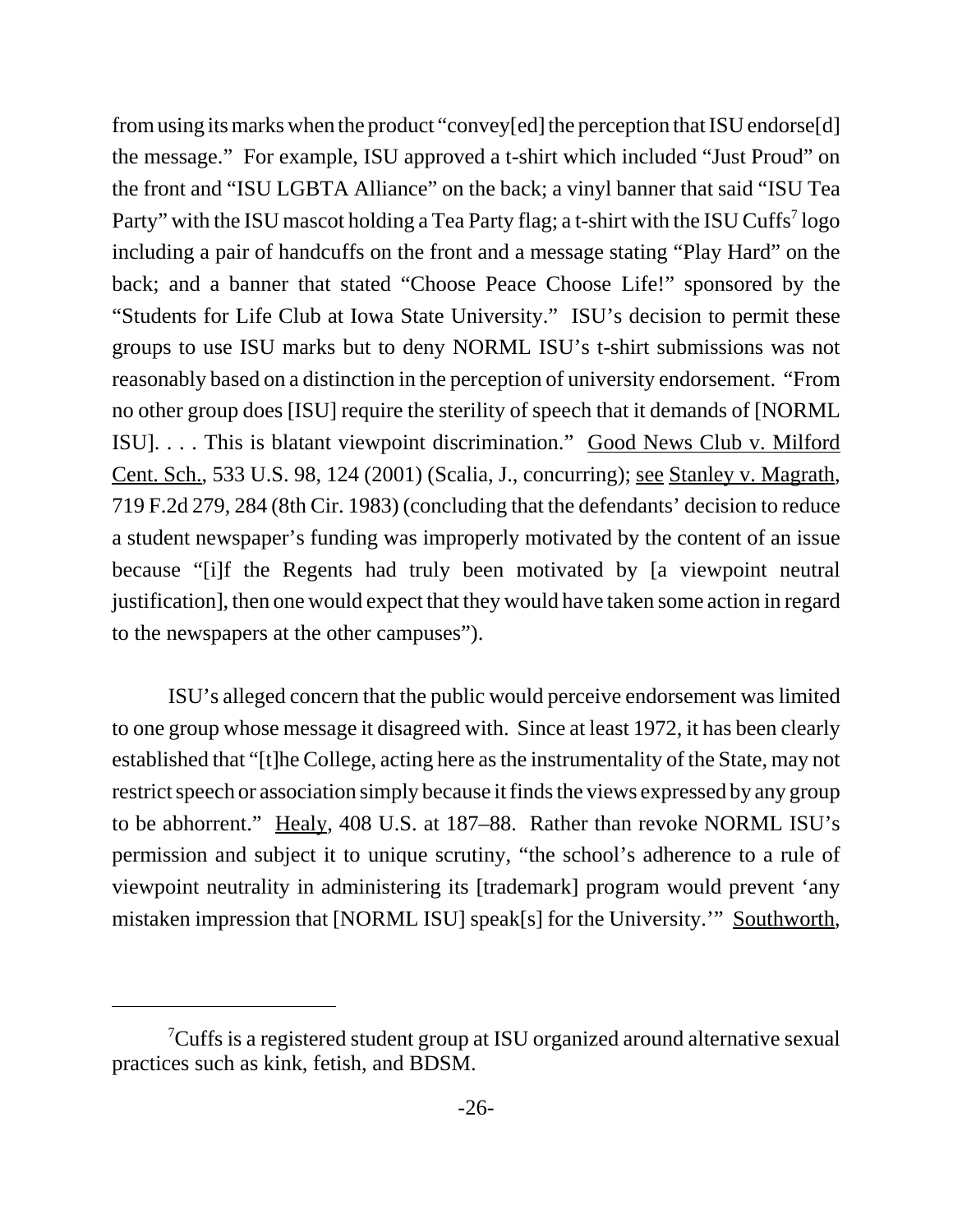from using its marks when the product "convey[ed] the perception that ISU endorse[d] the message." For example, ISU approved a t-shirt which included "Just Proud" on the front and "ISU LGBTA Alliance" on the back; a vinyl banner that said "ISU Tea Party" with the ISU mascot holding a Tea Party flag; a t-shirt with the ISU Cuffs[7] logo including a pair of handcuffs on the front and a message stating "Play Hard" on the back; and a banner that stated "Choose Peace Choose Life!" sponsored by the "Students for Life Club at Iowa State University." ISU's decision to permit these groups to use ISU marks but to deny NORML ISU's t-shirt submissions was not reasonably based on a distinction in the perception of university endorsement. "From no other group does [ISU] require the sterility of speech that it demands of [NORML ISU]. . . . This is blatant viewpoint discrimination." Good News Club v. Milford Cent. Sch., 533 U.S. 98, 124 (2001) (Scalia, J., concurring); see Stanley v. Magrath, 719 F.2d 279, 284 (8th Cir. 1983) (concluding that the defendants' decision to reduce a student newspaper's funding was improperly motivated by the content of an issue because "[i]f the Regents had truly been motivated by [a viewpoint neutral justification], then one would expect that they would have taken some action in regard to the newspapers at the other campuses").

ISU's alleged concern that the public would perceive endorsement was limited to one group whose message it disagreed with. Since at least 1972, it has been clearly established that "[t]he College, acting here as the instrumentality of the State, may not restrict speech or association simply because it finds the views expressed by any group to be abhorrent." Healy, 408 U.S. at 187–88. Rather than revoke NORML ISU's permission and subject it to unique scrutiny, "the school's adherence to a rule of viewpoint neutrality in administering its [trademark] program would prevent 'any mistaken impression that [NORML ISU] speak[s] for the University.'" Southworth,

---

[7] Cuffs is a registered student group at ISU organized around alternative sexual practices such as kink, fetish, and BDSM.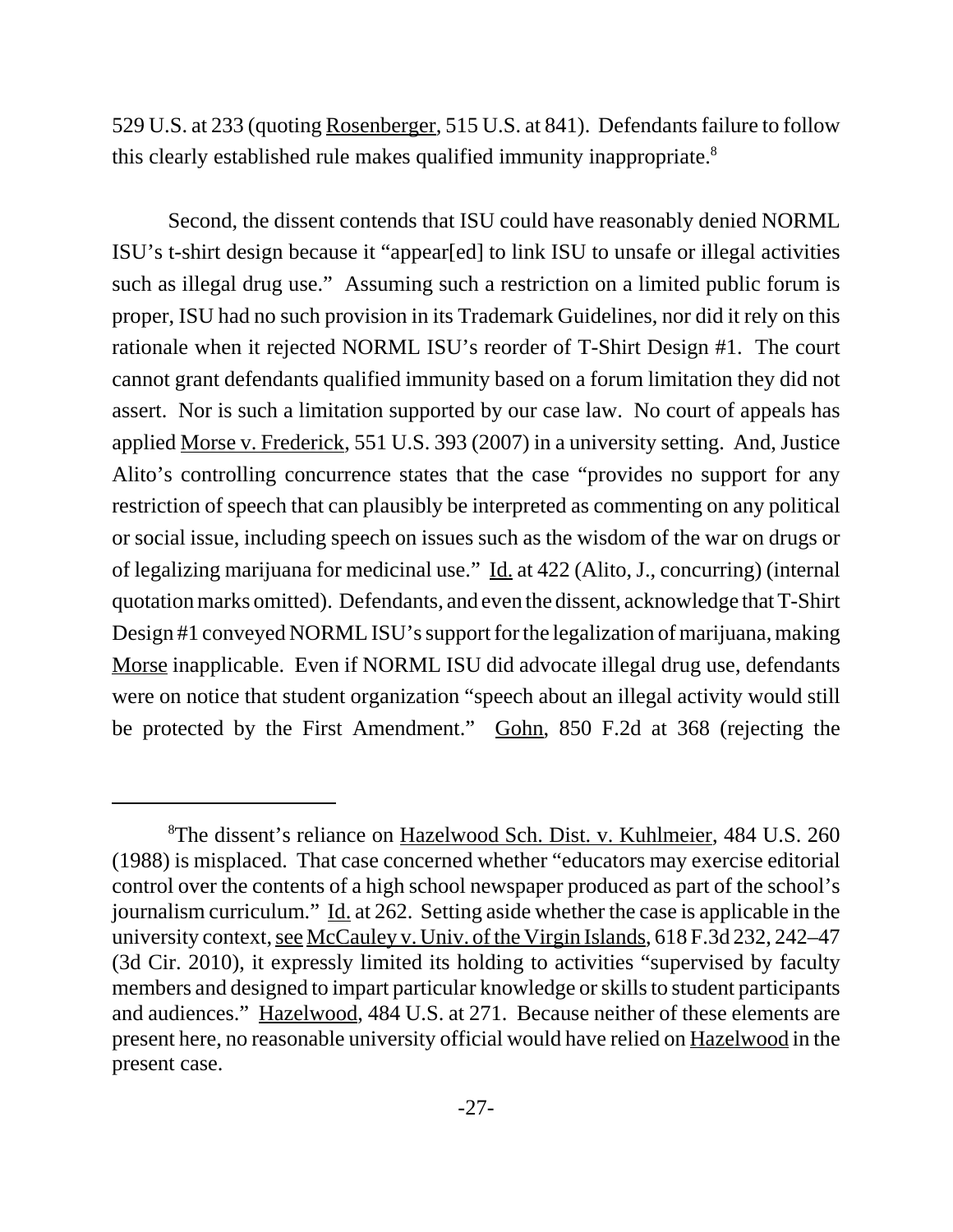529 U.S. at 233 (quoting Rosenberger, 515 U.S. at 841). Defendants failure to follow this clearly established rule makes qualified immunity inappropriate.[8]

Second, the dissent contends that ISU could have reasonably denied NORML ISU's t-shirt design because it "appear[ed] to link ISU to unsafe or illegal activities such as illegal drug use." Assuming such a restriction on a limited public forum is proper, ISU had no such provision in its Trademark Guidelines, nor did it rely on this rationale when it rejected NORML ISU's reorder of T-Shirt Design #1. The court cannot grant defendants qualified immunity based on a forum limitation they did not assert. Nor is such a limitation supported by our case law. No court of appeals has applied Morse v. Frederick, 551 U.S. 393 (2007) in a university setting. And, Justice Alito's controlling concurrence states that the case "provides no support for any restriction of speech that can plausibly be interpreted as commenting on any political or social issue, including speech on issues such as the wisdom of the war on drugs or of legalizing marijuana for medicinal use." Id. at 422 (Alito, J., concurring) (internal quotation marks omitted). Defendants, and even the dissent, acknowledge that T-Shirt Design #1 conveyed NORML ISU's support for the legalization of marijuana, making Morse inapplicable. Even if NORML ISU did advocate illegal drug use, defendants were on notice that student organization "speech about an illegal activity would still be protected by the First Amendment." Gohn, 850 F.2d at 368 (rejecting the

---

[8] The dissent's reliance on Hazelwood Sch. Dist. v. Kuhlmeier, 484 U.S. 260 (1988) is misplaced. That case concerned whether "educators may exercise editorial control over the contents of a high school newspaper produced as part of the school's journalism curriculum." Id. at 262. Setting aside whether the case is applicable in the university context, see McCauley v. Univ. of the Virgin Islands, 618 F.3d 232, 242–47 (3d Cir. 2010), it expressly limited its holding to activities "supervised by faculty members and designed to impart particular knowledge or skills to student participants and audiences." Hazelwood, 484 U.S. at 271. Because neither of these elements are present here, no reasonable university official would have relied on Hazelwood in the present case.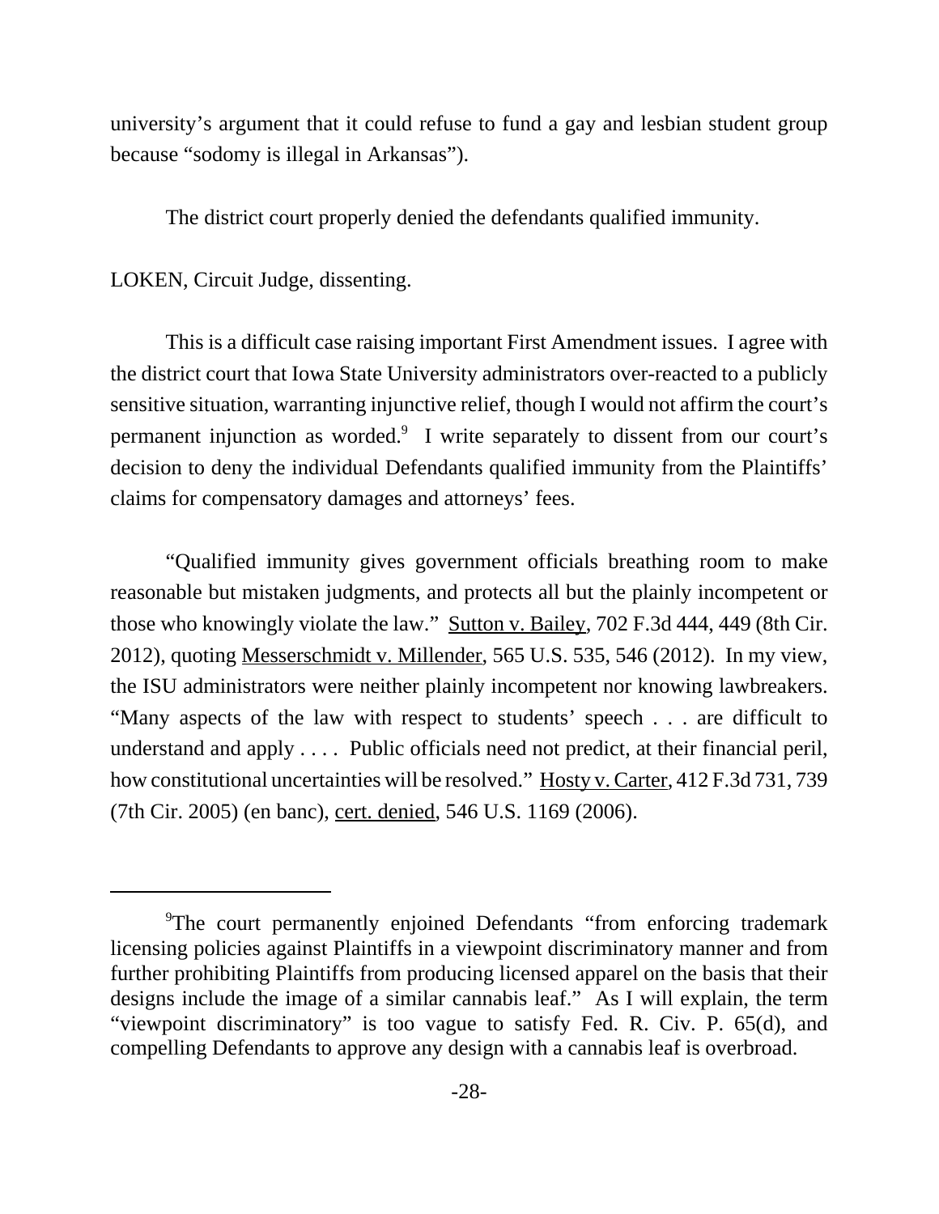university's argument that it could refuse to fund a gay and lesbian student group because "sodomy is illegal in Arkansas").

The district court properly denied the defendants qualified immunity.

LOKEN, Circuit Judge, dissenting.

This is a difficult case raising important First Amendment issues. I agree with the district court that Iowa State University administrators over-reacted to a publicly sensitive situation, warranting injunctive relief, though I would not affirm the court's permanent injunction as worded.[9] I write separately to dissent from our court's decision to deny the individual Defendants qualified immunity from the Plaintiffs' claims for compensatory damages and attorneys' fees.

"Qualified immunity gives government officials breathing room to make reasonable but mistaken judgments, and protects all but the plainly incompetent or those who knowingly violate the law." Sutton v. Bailey, 702 F.3d 444, 449 (8th Cir. 2012), quoting Messerschmidt v. Millender, 565 U.S. 535, 546 (2012). In my view, the ISU administrators were neither plainly incompetent nor knowing lawbreakers. "Many aspects of the law with respect to students' speech . . . are difficult to understand and apply . . . . Public officials need not predict, at their financial peril, how constitutional uncertainties will be resolved." Hosty v. Carter, 412 F.3d 731, 739 (7th Cir. 2005) (en banc), cert. denied, 546 U.S. 1169 (2006).

---

[9]The court permanently enjoined Defendants "from enforcing trademark licensing policies against Plaintiffs in a viewpoint discriminatory manner and from further prohibiting Plaintiffs from producing licensed apparel on the basis that their designs include the image of a similar cannabis leaf." As I will explain, the term "viewpoint discriminatory" is too vague to satisfy Fed. R. Civ. P. 65(d), and compelling Defendants to approve any design with a cannabis leaf is overbroad.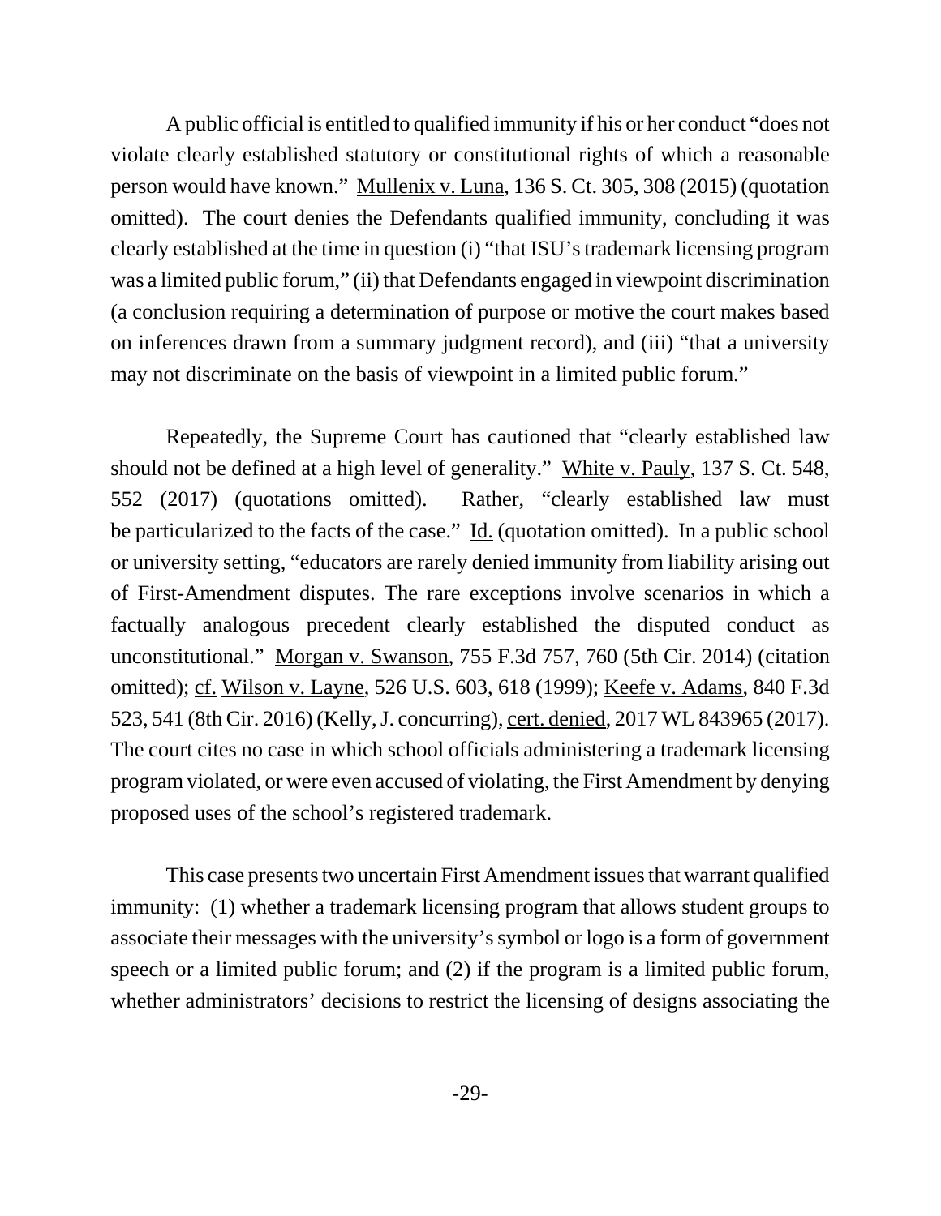A public official is entitled to qualified immunity if his or her conduct "does not violate clearly established statutory or constitutional rights of which a reasonable person would have known." Mullenix v. Luna, 136 S. Ct. 305, 308 (2015) (quotation omitted). The court denies the Defendants qualified immunity, concluding it was clearly established at the time in question (i) "that ISU's trademark licensing program was a limited public forum," (ii) that Defendants engaged in viewpoint discrimination (a conclusion requiring a determination of purpose or motive the court makes based on inferences drawn from a summary judgment record), and (iii) "that a university may not discriminate on the basis of viewpoint in a limited public forum."

Repeatedly, the Supreme Court has cautioned that "clearly established law should not be defined at a high level of generality." White v. Pauly, 137 S. Ct. 548, 552 (2017) (quotations omitted). Rather, "clearly established law must be particularized to the facts of the case." Id. (quotation omitted). In a public school or university setting, "educators are rarely denied immunity from liability arising out of First-Amendment disputes. The rare exceptions involve scenarios in which a factually analogous precedent clearly established the disputed conduct as unconstitutional." Morgan v. Swanson, 755 F.3d 757, 760 (5th Cir. 2014) (citation omitted); cf. Wilson v. Layne, 526 U.S. 603, 618 (1999); Keefe v. Adams, 840 F.3d 523, 541 (8th Cir. 2016) (Kelly, J. concurring), cert. denied, 2017 WL 843965 (2017). The court cites no case in which school officials administering a trademark licensing program violated, or were even accused of violating, the First Amendment by denying proposed uses of the school's registered trademark.

This case presents two uncertain First Amendment issues that warrant qualified immunity: (1) whether a trademark licensing program that allows student groups to associate their messages with the university's symbol or logo is a form of government speech or a limited public forum; and (2) if the program is a limited public forum, whether administrators' decisions to restrict the licensing of designs associating the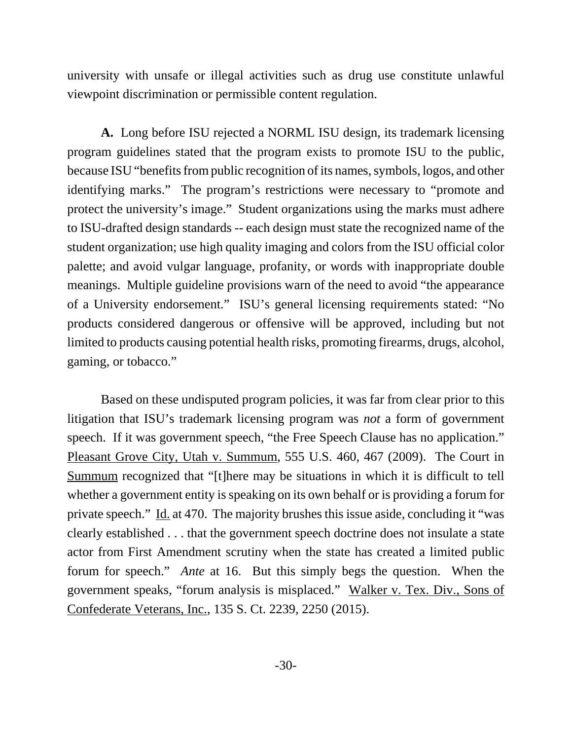university with unsafe or illegal activities such as drug use constitute unlawful viewpoint discrimination or permissible content regulation.

**A.** Long before ISU rejected a NORML ISU design, its trademark licensing program guidelines stated that the program exists to promote ISU to the public, because ISU "benefits from public recognition of its names, symbols, logos, and other identifying marks." The program's restrictions were necessary to "promote and protect the university's image." Student organizations using the marks must adhere to ISU-drafted design standards -- each design must state the recognized name of the student organization; use high quality imaging and colors from the ISU official color palette; and avoid vulgar language, profanity, or words with inappropriate double meanings. Multiple guideline provisions warn of the need to avoid "the appearance of a University endorsement." ISU's general licensing requirements stated: "No products considered dangerous or offensive will be approved, including but not limited to products causing potential health risks, promoting firearms, drugs, alcohol, gaming, or tobacco."

Based on these undisputed program policies, it was far from clear prior to this litigation that ISU's trademark licensing program was *not* a form of government speech. If it was government speech, "the Free Speech Clause has no application." Pleasant Grove City, Utah v. Summum, 555 U.S. 460, 467 (2009). The Court in Summum recognized that "[t]here may be situations in which it is difficult to tell whether a government entity is speaking on its own behalf or is providing a forum for private speech." Id. at 470. The majority brushes this issue aside, concluding it "was clearly established . . . that the government speech doctrine does not insulate a state actor from First Amendment scrutiny when the state has created a limited public forum for speech." *Ante* at 16. But this simply begs the question. When the government speaks, "forum analysis is misplaced." Walker v. Tex. Div., Sons of Confederate Veterans, Inc., 135 S. Ct. 2239, 2250 (2015).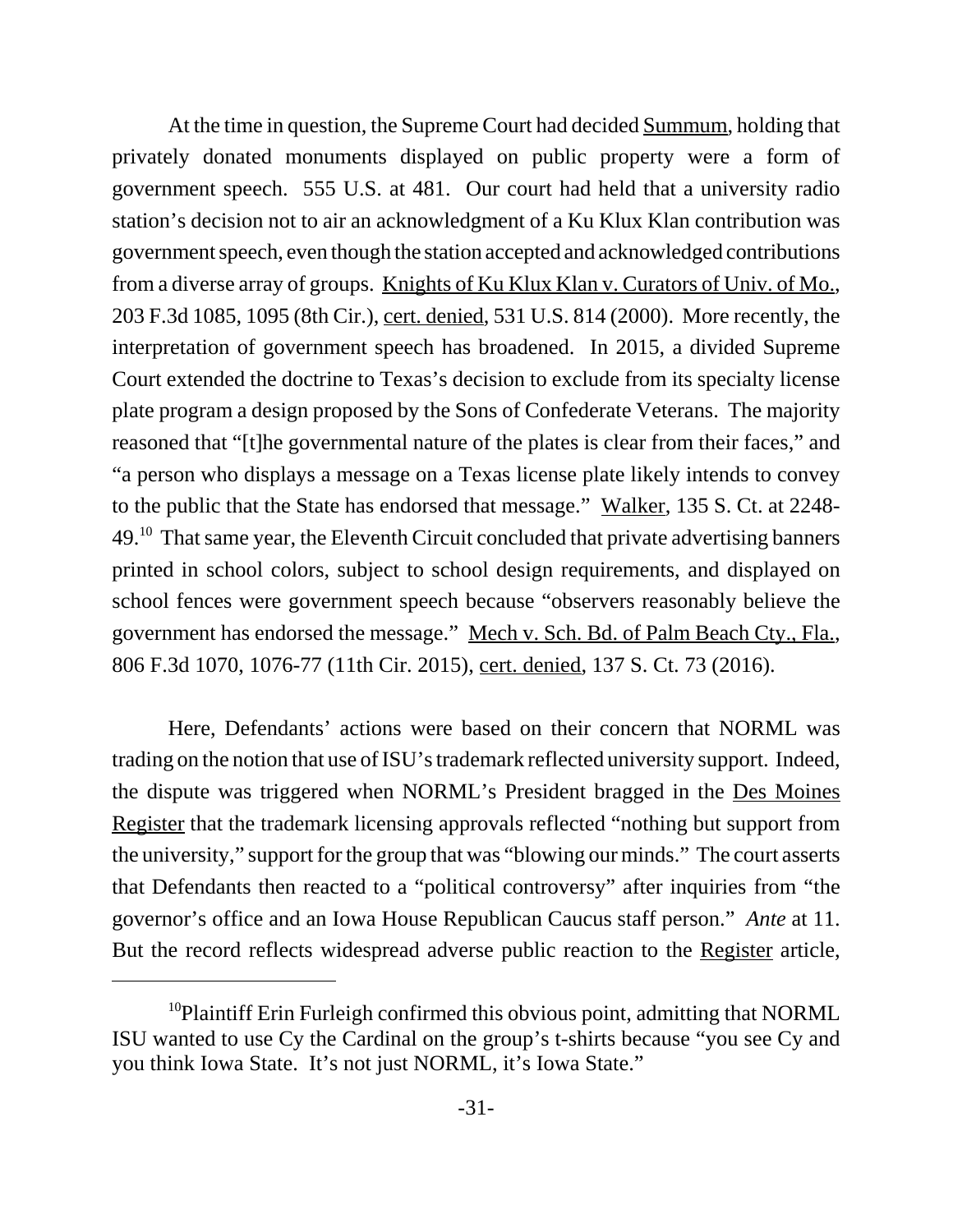At the time in question, the Supreme Court had decided Summum, holding that privately donated monuments displayed on public property were a form of government speech. 555 U.S. at 481. Our court had held that a university radio station's decision not to air an acknowledgment of a Ku Klux Klan contribution was government speech, even though the station accepted and acknowledged contributions from a diverse array of groups. Knights of Ku Klux Klan v. Curators of Univ. of Mo., 203 F.3d 1085, 1095 (8th Cir.), cert. denied, 531 U.S. 814 (2000). More recently, the interpretation of government speech has broadened. In 2015, a divided Supreme Court extended the doctrine to Texas's decision to exclude from its specialty license plate program a design proposed by the Sons of Confederate Veterans. The majority reasoned that "[t]he governmental nature of the plates is clear from their faces," and "a person who displays a message on a Texas license plate likely intends to convey to the public that the State has endorsed that message." Walker, 135 S. Ct. at 2248-49.[10] That same year, the Eleventh Circuit concluded that private advertising banners printed in school colors, subject to school design requirements, and displayed on school fences were government speech because "observers reasonably believe the government has endorsed the message." Mech v. Sch. Bd. of Palm Beach Cty., Fla., 806 F.3d 1070, 1076-77 (11th Cir. 2015), cert. denied, 137 S. Ct. 73 (2016).

Here, Defendants' actions were based on their concern that NORML was trading on the notion that use of ISU's trademark reflected university support. Indeed, the dispute was triggered when NORML's President bragged in the Des Moines Register that the trademark licensing approvals reflected "nothing but support from the university," support for the group that was "blowing our minds." The court asserts that Defendants then reacted to a "political controversy" after inquiries from "the governor's office and an Iowa House Republican Caucus staff person." *Ante* at 11. But the record reflects widespread adverse public reaction to the Register article,

---

[10]Plaintiff Erin Furleigh confirmed this obvious point, admitting that NORML ISU wanted to use Cy the Cardinal on the group's t-shirts because "you see Cy and you think Iowa State. It's not just NORML, it's Iowa State."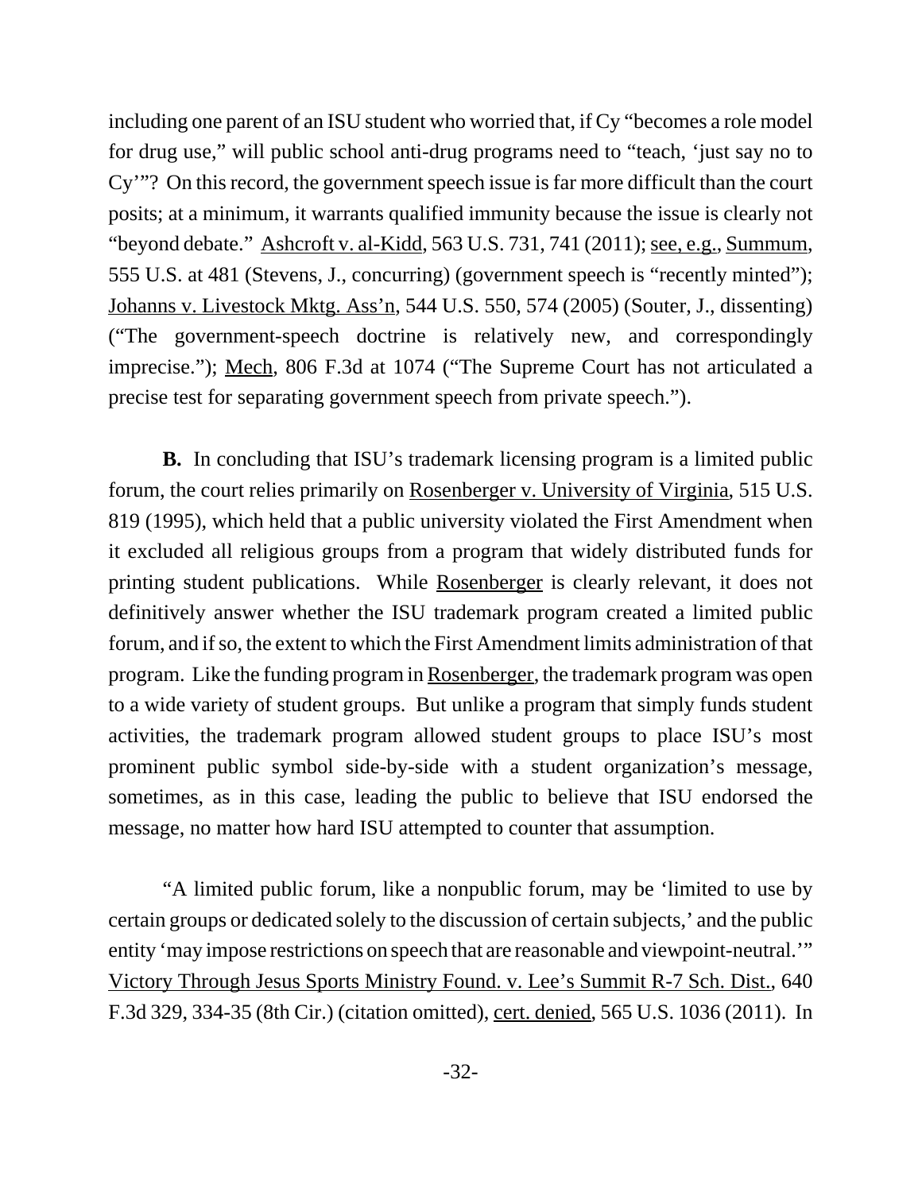including one parent of an ISU student who worried that, if Cy "becomes a role model for drug use," will public school anti-drug programs need to "teach, 'just say no to Cy'"? On this record, the government speech issue is far more difficult than the court posits; at a minimum, it warrants qualified immunity because the issue is clearly not "beyond debate." Ashcroft v. al-Kidd, 563 U.S. 731, 741 (2011); see, e.g., Summum, 555 U.S. at 481 (Stevens, J., concurring) (government speech is "recently minted"); Johanns v. Livestock Mktg. Ass'n, 544 U.S. 550, 574 (2005) (Souter, J., dissenting) ("The government-speech doctrine is relatively new, and correspondingly imprecise."); Mech, 806 F.3d at 1074 ("The Supreme Court has not articulated a precise test for separating government speech from private speech.").

**B.** In concluding that ISU's trademark licensing program is a limited public forum, the court relies primarily on Rosenberger v. University of Virginia, 515 U.S. 819 (1995), which held that a public university violated the First Amendment when it excluded all religious groups from a program that widely distributed funds for printing student publications. While Rosenberger is clearly relevant, it does not definitively answer whether the ISU trademark program created a limited public forum, and if so, the extent to which the First Amendment limits administration of that program. Like the funding program in Rosenberger, the trademark program was open to a wide variety of student groups. But unlike a program that simply funds student activities, the trademark program allowed student groups to place ISU's most prominent public symbol side-by-side with a student organization's message, sometimes, as in this case, leading the public to believe that ISU endorsed the message, no matter how hard ISU attempted to counter that assumption.

"A limited public forum, like a nonpublic forum, may be 'limited to use by certain groups or dedicated solely to the discussion of certain subjects,' and the public entity 'may impose restrictions on speech that are reasonable and viewpoint-neutral.'" Victory Through Jesus Sports Ministry Found. v. Lee's Summit R-7 Sch. Dist., 640 F.3d 329, 334-35 (8th Cir.) (citation omitted), cert. denied, 565 U.S. 1036 (2011). In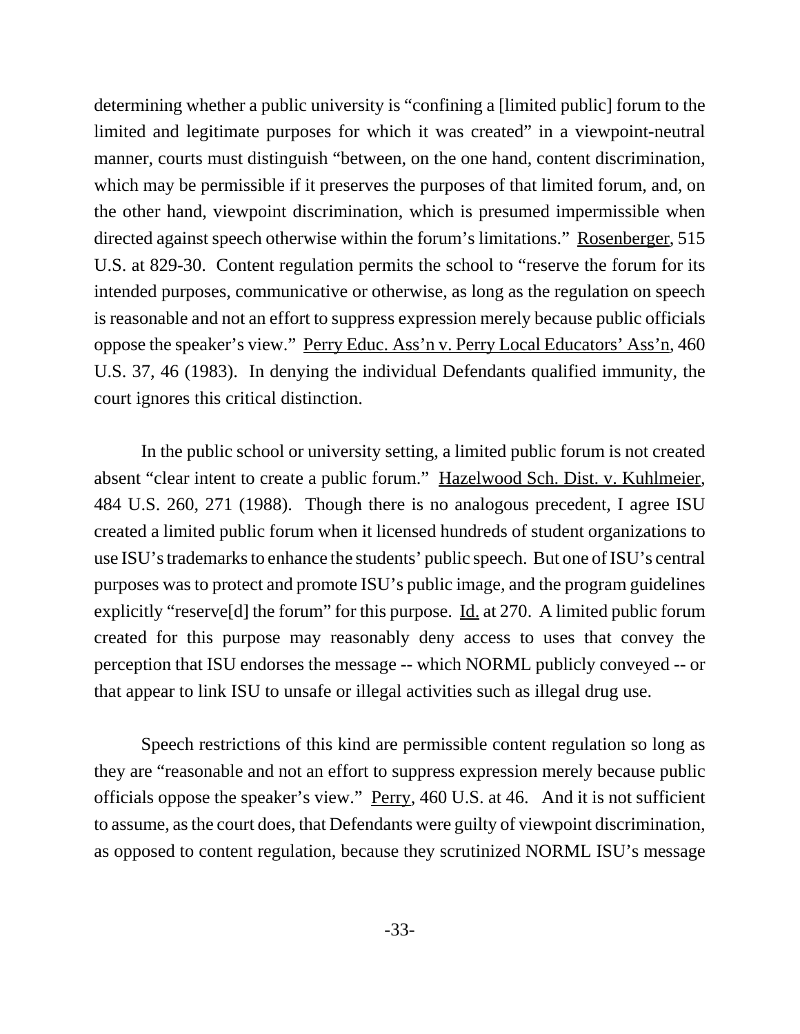determining whether a public university is "confining a [limited public] forum to the limited and legitimate purposes for which it was created" in a viewpoint-neutral manner, courts must distinguish "between, on the one hand, content discrimination, which may be permissible if it preserves the purposes of that limited forum, and, on the other hand, viewpoint discrimination, which is presumed impermissible when directed against speech otherwise within the forum's limitations." Rosenberger, 515 U.S. at 829-30. Content regulation permits the school to "reserve the forum for its intended purposes, communicative or otherwise, as long as the regulation on speech is reasonable and not an effort to suppress expression merely because public officials oppose the speaker's view." Perry Educ. Ass'n v. Perry Local Educators' Ass'n, 460 U.S. 37, 46 (1983). In denying the individual Defendants qualified immunity, the court ignores this critical distinction.

In the public school or university setting, a limited public forum is not created absent "clear intent to create a public forum." Hazelwood Sch. Dist. v. Kuhlmeier, 484 U.S. 260, 271 (1988). Though there is no analogous precedent, I agree ISU created a limited public forum when it licensed hundreds of student organizations to use ISU's trademarks to enhance the students' public speech. But one of ISU's central purposes was to protect and promote ISU's public image, and the program guidelines explicitly "reserve[d] the forum" for this purpose. Id. at 270. A limited public forum created for this purpose may reasonably deny access to uses that convey the perception that ISU endorses the message -- which NORML publicly conveyed -- or that appear to link ISU to unsafe or illegal activities such as illegal drug use.

Speech restrictions of this kind are permissible content regulation so long as they are "reasonable and not an effort to suppress expression merely because public officials oppose the speaker's view." Perry, 460 U.S. at 46. And it is not sufficient to assume, as the court does, that Defendants were guilty of viewpoint discrimination, as opposed to content regulation, because they scrutinized NORML ISU's message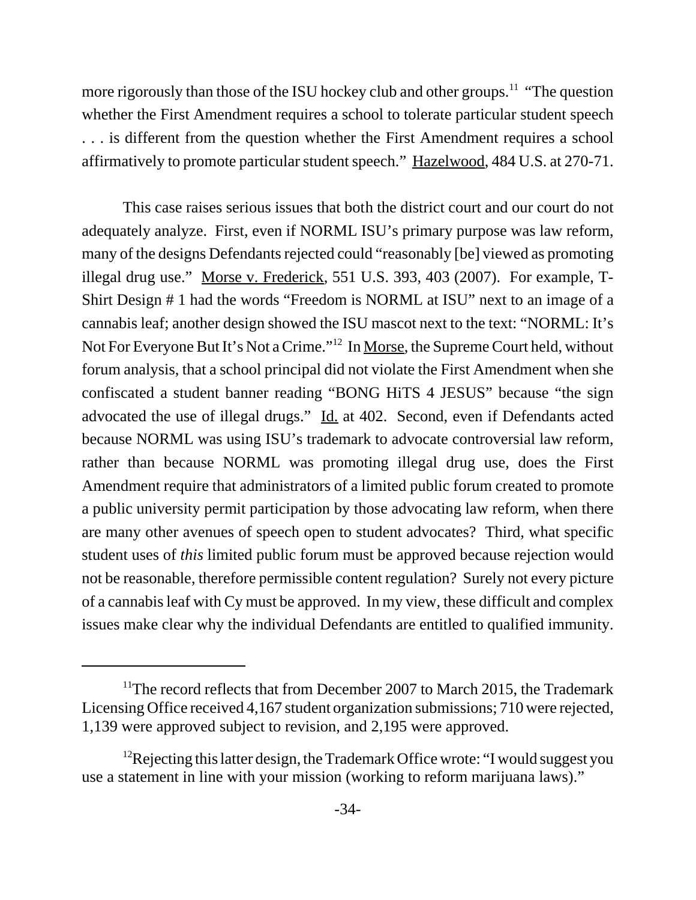more rigorously than those of the ISU hockey club and other groups.[11] "The question whether the First Amendment requires a school to tolerate particular student speech . . . is different from the question whether the First Amendment requires a school affirmatively to promote particular student speech." Hazelwood, 484 U.S. at 270-71.

This case raises serious issues that both the district court and our court do not adequately analyze. First, even if NORML ISU's primary purpose was law reform, many of the designs Defendants rejected could "reasonably [be] viewed as promoting illegal drug use." Morse v. Frederick, 551 U.S. 393, 403 (2007). For example, T-Shirt Design # 1 had the words "Freedom is NORML at ISU" next to an image of a cannabis leaf; another design showed the ISU mascot next to the text: "NORML: It's Not For Everyone But It's Not a Crime."[12] In Morse, the Supreme Court held, without forum analysis, that a school principal did not violate the First Amendment when she confiscated a student banner reading "BONG HiTS 4 JESUS" because "the sign advocated the use of illegal drugs." Id. at 402. Second, even if Defendants acted because NORML was using ISU's trademark to advocate controversial law reform, rather than because NORML was promoting illegal drug use, does the First Amendment require that administrators of a limited public forum created to promote a public university permit participation by those advocating law reform, when there are many other avenues of speech open to student advocates? Third, what specific student uses of *this* limited public forum must be approved because rejection would not be reasonable, therefore permissible content regulation? Surely not every picture of a cannabis leaf with Cy must be approved. In my view, these difficult and complex issues make clear why the individual Defendants are entitled to qualified immunity.

---

[11]The record reflects that from December 2007 to March 2015, the Trademark Licensing Office received 4,167 student organization submissions; 710 were rejected, 1,139 were approved subject to revision, and 2,195 were approved.

[12]Rejecting this latter design, the Trademark Office wrote: "I would suggest you use a statement in line with your mission (working to reform marijuana laws)."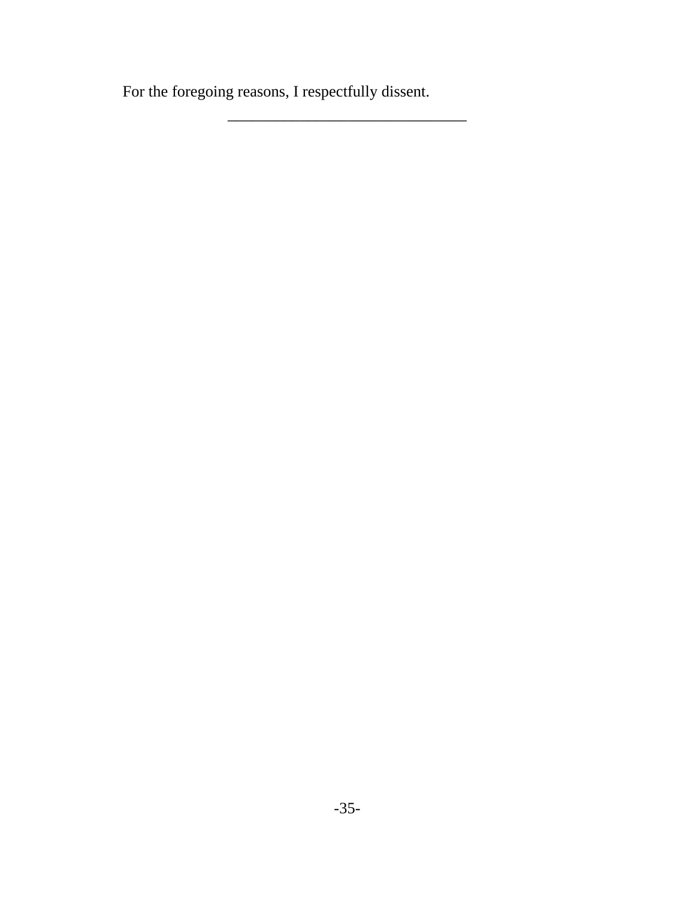For the foregoing reasons, I respectfully dissent.

______________________________